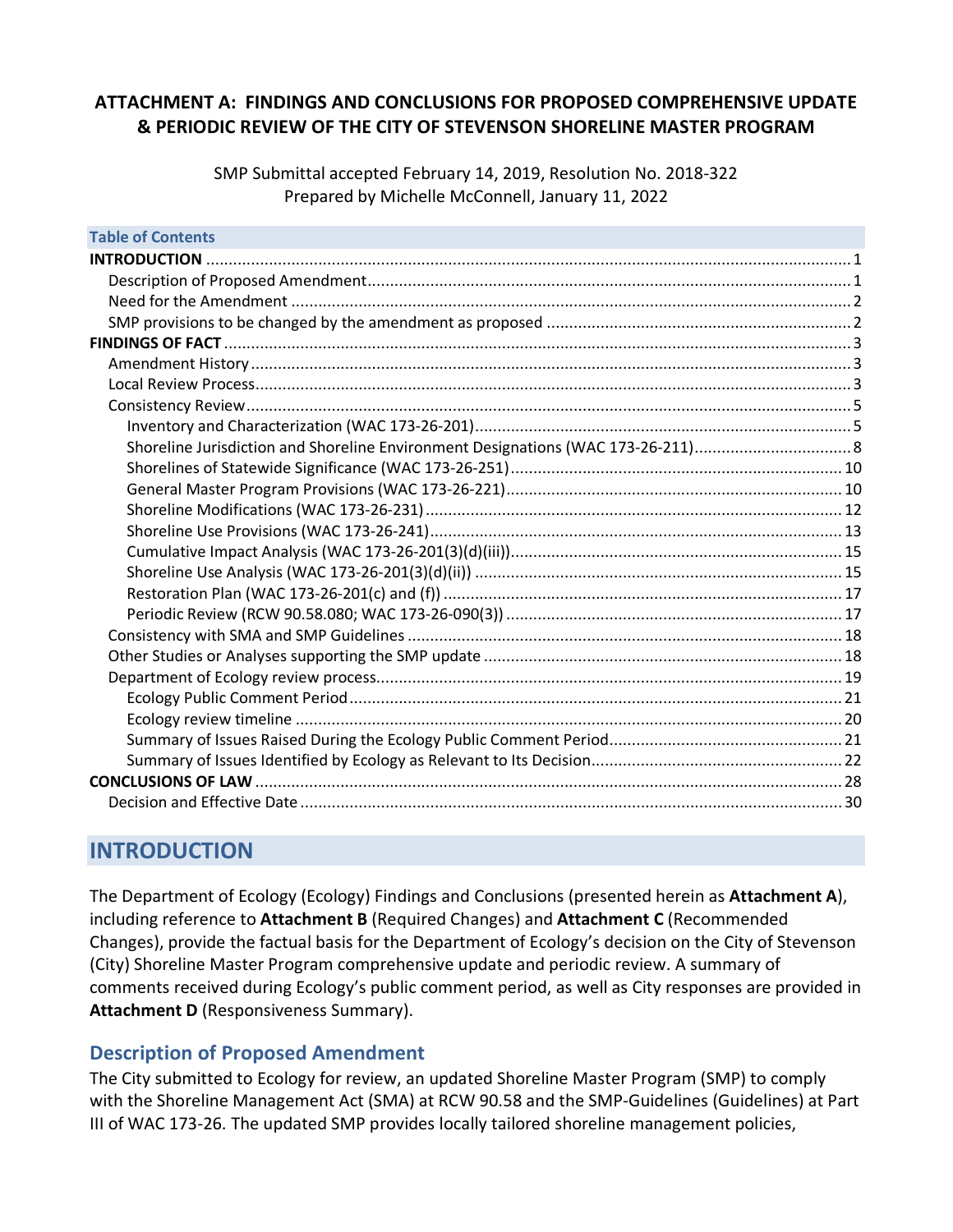# ATTACHMENT A: FINDINGS AND CONCLUSIONS FOR PROPOSED COMPREHENSIVE UPDATE & PERIODIC REVIEW OF THE CITY OF STEVENSON SHORELINE MASTER PROGRAM

SMP Submittal accepted February 14, 2019, Resolution No. 2018-322
Prepared by Michelle McConnell, January 11, 2022

**Table of Contents**

- **INTRODUCTION** ..... 1
  - Description of Proposed Amendment ..... 1
  - Need for the Amendment ..... 2
  - SMP provisions to be changed by the amendment as proposed ..... 2
- **FINDINGS OF FACT** ..... 3
  - Amendment History ..... 3
  - Local Review Process ..... 3
  - Consistency Review ..... 5
    - Inventory and Characterization (WAC 173-26-201) ..... 5
    - Shoreline Jurisdiction and Shoreline Environment Designations (WAC 173-26-211) ..... 8
    - Shorelines of Statewide Significance (WAC 173-26-251) ..... 10
    - General Master Program Provisions (WAC 173-26-221) ..... 10
    - Shoreline Modifications (WAC 173-26-231) ..... 12
    - Shoreline Use Provisions (WAC 173-26-241) ..... 13
    - Cumulative Impact Analysis (WAC 173-26-201(3)(d)(iii)) ..... 15
    - Shoreline Use Analysis (WAC 173-26-201(3)(d)(ii)) ..... 15
    - Restoration Plan (WAC 173-26-201(c) and (f)) ..... 17
    - Periodic Review (RCW 90.58.080; WAC 173-26-090(3)) ..... 17
  - Consistency with SMA and SMP Guidelines ..... 18
  - Other Studies or Analyses supporting the SMP update ..... 18
  - Department of Ecology review process ..... 19
    - Ecology Public Comment Period ..... 21
    - Ecology review timeline ..... 20
    - Summary of Issues Raised During the Ecology Public Comment Period ..... 21
    - Summary of Issues Identified by Ecology as Relevant to Its Decision ..... 22
- **CONCLUSIONS OF LAW** ..... 28
  - Decision and Effective Date ..... 30

# INTRODUCTION

The Department of Ecology (Ecology) Findings and Conclusions (presented herein as **Attachment A**), including reference to **Attachment B** (Required Changes) and **Attachment C** (Recommended Changes), provide the factual basis for the Department of Ecology's decision on the City of Stevenson (City) Shoreline Master Program comprehensive update and periodic review. A summary of comments received during Ecology's public comment period, as well as City responses are provided in **Attachment D** (Responsiveness Summary).

## Description of Proposed Amendment

The City submitted to Ecology for review, an updated Shoreline Master Program (SMP) to comply with the Shoreline Management Act (SMA) at RCW 90.58 and the SMP-Guidelines (Guidelines) at Part III of WAC 173-26. The updated SMP provides locally tailored shoreline management policies,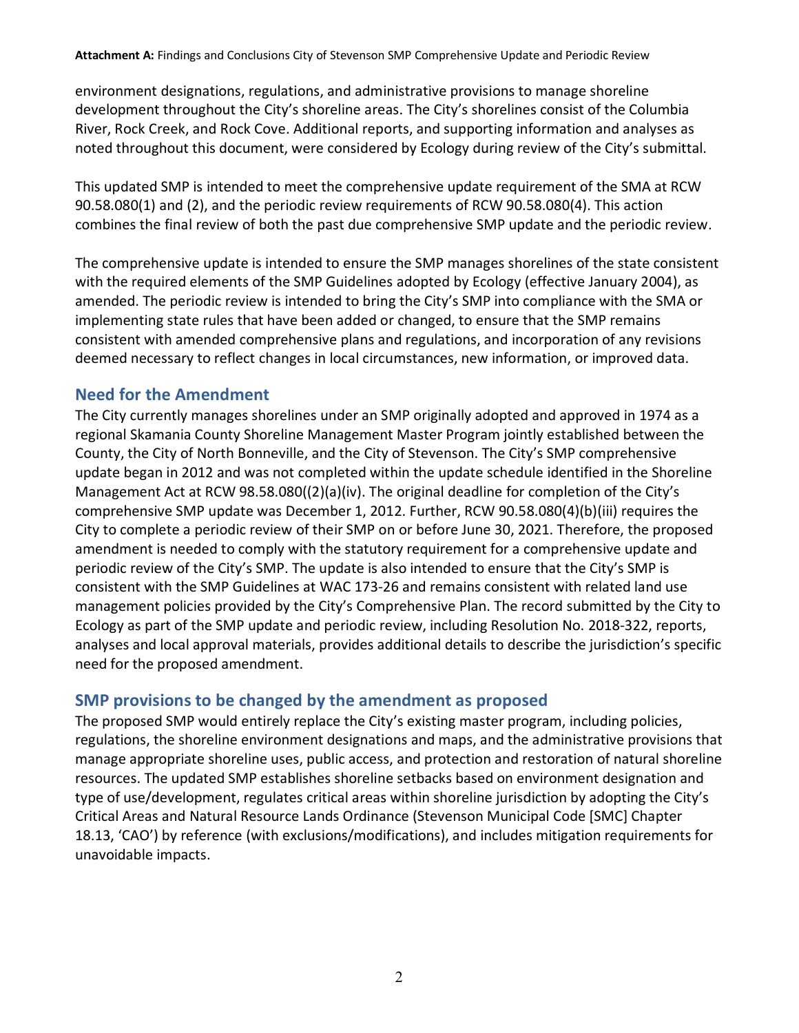environment designations, regulations, and administrative provisions to manage shoreline development throughout the City's shoreline areas. The City's shorelines consist of the Columbia River, Rock Creek, and Rock Cove. Additional reports, and supporting information and analyses as noted throughout this document, were considered by Ecology during review of the City's submittal.

This updated SMP is intended to meet the comprehensive update requirement of the SMA at RCW 90.58.080(1) and (2), and the periodic review requirements of RCW 90.58.080(4). This action combines the final review of both the past due comprehensive SMP update and the periodic review.

The comprehensive update is intended to ensure the SMP manages shorelines of the state consistent with the required elements of the SMP Guidelines adopted by Ecology (effective January 2004), as amended. The periodic review is intended to bring the City's SMP into compliance with the SMA or implementing state rules that have been added or changed, to ensure that the SMP remains consistent with amended comprehensive plans and regulations, and incorporation of any revisions deemed necessary to reflect changes in local circumstances, new information, or improved data.

## Need for the Amendment

The City currently manages shorelines under an SMP originally adopted and approved in 1974 as a regional Skamania County Shoreline Management Master Program jointly established between the County, the City of North Bonneville, and the City of Stevenson. The City's SMP comprehensive update began in 2012 and was not completed within the update schedule identified in the Shoreline Management Act at RCW 98.58.080((2)(a)(iv). The original deadline for completion of the City's comprehensive SMP update was December 1, 2012. Further, RCW 90.58.080(4)(b)(iii) requires the City to complete a periodic review of their SMP on or before June 30, 2021. Therefore, the proposed amendment is needed to comply with the statutory requirement for a comprehensive update and periodic review of the City's SMP. The update is also intended to ensure that the City's SMP is consistent with the SMP Guidelines at WAC 173-26 and remains consistent with related land use management policies provided by the City's Comprehensive Plan. The record submitted by the City to Ecology as part of the SMP update and periodic review, including Resolution No. 2018-322, reports, analyses and local approval materials, provides additional details to describe the jurisdiction's specific need for the proposed amendment.

## SMP provisions to be changed by the amendment as proposed

The proposed SMP would entirely replace the City's existing master program, including policies, regulations, the shoreline environment designations and maps, and the administrative provisions that manage appropriate shoreline uses, public access, and protection and restoration of natural shoreline resources. The updated SMP establishes shoreline setbacks based on environment designation and type of use/development, regulates critical areas within shoreline jurisdiction by adopting the City's Critical Areas and Natural Resource Lands Ordinance (Stevenson Municipal Code [SMC] Chapter 18.13, 'CAO') by reference (with exclusions/modifications), and includes mitigation requirements for unavoidable impacts.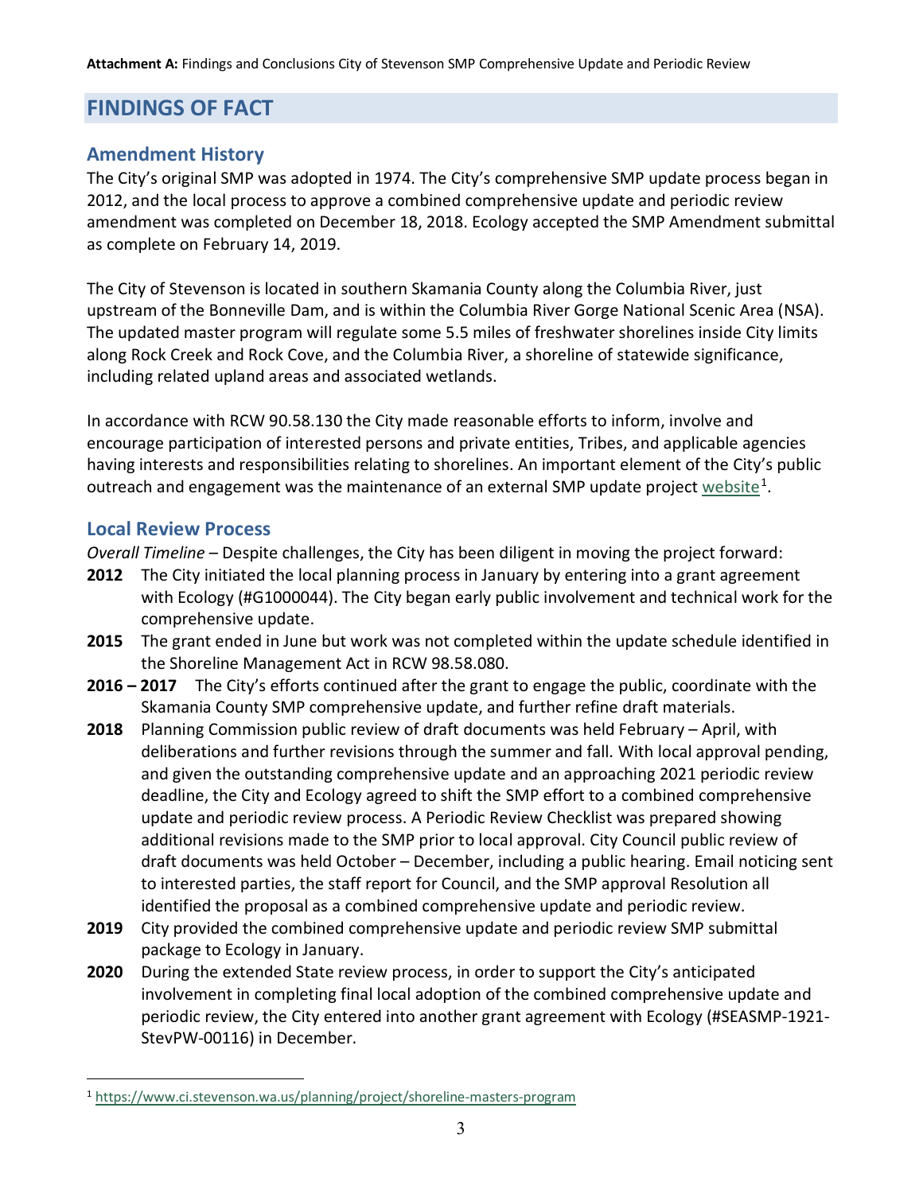# FINDINGS OF FACT

## Amendment History

The City's original SMP was adopted in 1974. The City's comprehensive SMP update process began in 2012, and the local process to approve a combined comprehensive update and periodic review amendment was completed on December 18, 2018. Ecology accepted the SMP Amendment submittal as complete on February 14, 2019.

The City of Stevenson is located in southern Skamania County along the Columbia River, just upstream of the Bonneville Dam, and is within the Columbia River Gorge National Scenic Area (NSA). The updated master program will regulate some 5.5 miles of freshwater shorelines inside City limits along Rock Creek and Rock Cove, and the Columbia River, a shoreline of statewide significance, including related upland areas and associated wetlands.

In accordance with RCW 90.58.130 the City made reasonable efforts to inform, involve and encourage participation of interested persons and private entities, Tribes, and applicable agencies having interests and responsibilities relating to shorelines. An important element of the City's public outreach and engagement was the maintenance of an external SMP update project website[1].

## Local Review Process

*Overall Timeline* – Despite challenges, the City has been diligent in moving the project forward:

**2012** The City initiated the local planning process in January by entering into a grant agreement with Ecology (#G1000044). The City began early public involvement and technical work for the comprehensive update.

**2015** The grant ended in June but work was not completed within the update schedule identified in the Shoreline Management Act in RCW 98.58.080.

**2016 – 2017** The City's efforts continued after the grant to engage the public, coordinate with the Skamania County SMP comprehensive update, and further refine draft materials.

**2018** Planning Commission public review of draft documents was held February – April, with deliberations and further revisions through the summer and fall. With local approval pending, and given the outstanding comprehensive update and an approaching 2021 periodic review deadline, the City and Ecology agreed to shift the SMP effort to a combined comprehensive update and periodic review process. A Periodic Review Checklist was prepared showing additional revisions made to the SMP prior to local approval. City Council public review of draft documents was held October – December, including a public hearing. Email noticing sent to interested parties, the staff report for Council, and the SMP approval Resolution all identified the proposal as a combined comprehensive update and periodic review.

**2019** City provided the combined comprehensive update and periodic review SMP submittal package to Ecology in January.

**2020** During the extended State review process, in order to support the City's anticipated involvement in completing final local adoption of the combined comprehensive update and periodic review, the City entered into another grant agreement with Ecology (#SEASMP-1921-StevPW-00116) in December.

[1] https://www.ci.stevenson.wa.us/planning/project/shoreline-masters-program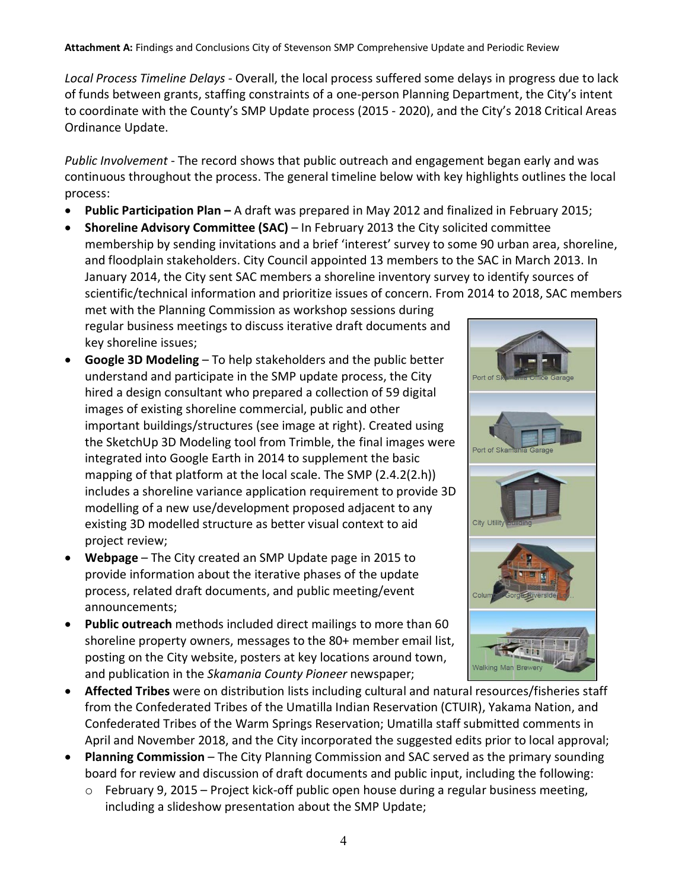*Local Process Timeline Delays* - Overall, the local process suffered some delays in progress due to lack of funds between grants, staffing constraints of a one-person Planning Department, the City's intent to coordinate with the County's SMP Update process (2015 - 2020), and the City's 2018 Critical Areas Ordinance Update.

*Public Involvement* - The record shows that public outreach and engagement began early and was continuous throughout the process. The general timeline below with key highlights outlines the local process:

- **Public Participation Plan –** A draft was prepared in May 2012 and finalized in February 2015;
- **Shoreline Advisory Committee (SAC)** – In February 2013 the City solicited committee membership by sending invitations and a brief 'interest' survey to some 90 urban area, shoreline, and floodplain stakeholders. City Council appointed 13 members to the SAC in March 2013. In January 2014, the City sent SAC members a shoreline inventory survey to identify sources of scientific/technical information and prioritize issues of concern. From 2014 to 2018, SAC members met with the Planning Commission as workshop sessions during regular business meetings to discuss iterative draft documents and key shoreline issues;
- **Google 3D Modeling** – To help stakeholders and the public better understand and participate in the SMP update process, the City hired a design consultant who prepared a collection of 59 digital images of existing shoreline commercial, public and other important buildings/structures (see image at right). Created using the SketchUp 3D Modeling tool from Trimble, the final images were integrated into Google Earth in 2014 to supplement the basic mapping of that platform at the local scale. The SMP (2.4.2(2.h)) includes a shoreline variance application requirement to provide 3D modelling of a new use/development proposed adjacent to any existing 3D modelled structure as better visual context to aid project review;
- **Webpage** – The City created an SMP Update page in 2015 to provide information about the iterative phases of the update process, related draft documents, and public meeting/event announcements;
- **Public outreach** methods included direct mailings to more than 60 shoreline property owners, messages to the 80+ member email list, posting on the City website, posters at key locations around town, and publication in the *Skamania County Pioneer* newspaper;
- **Affected Tribes** were on distribution lists including cultural and natural resources/fisheries staff from the Confederated Tribes of the Umatilla Indian Reservation (CTUIR), Yakama Nation, and Confederated Tribes of the Warm Springs Reservation; Umatilla staff submitted comments in April and November 2018, and the City incorporated the suggested edits prior to local approval;
- **Planning Commission** – The City Planning Commission and SAC served as the primary sounding board for review and discussion of draft documents and public input, including the following:
  - February 9, 2015 – Project kick-off public open house during a regular business meeting, including a slideshow presentation about the SMP Update;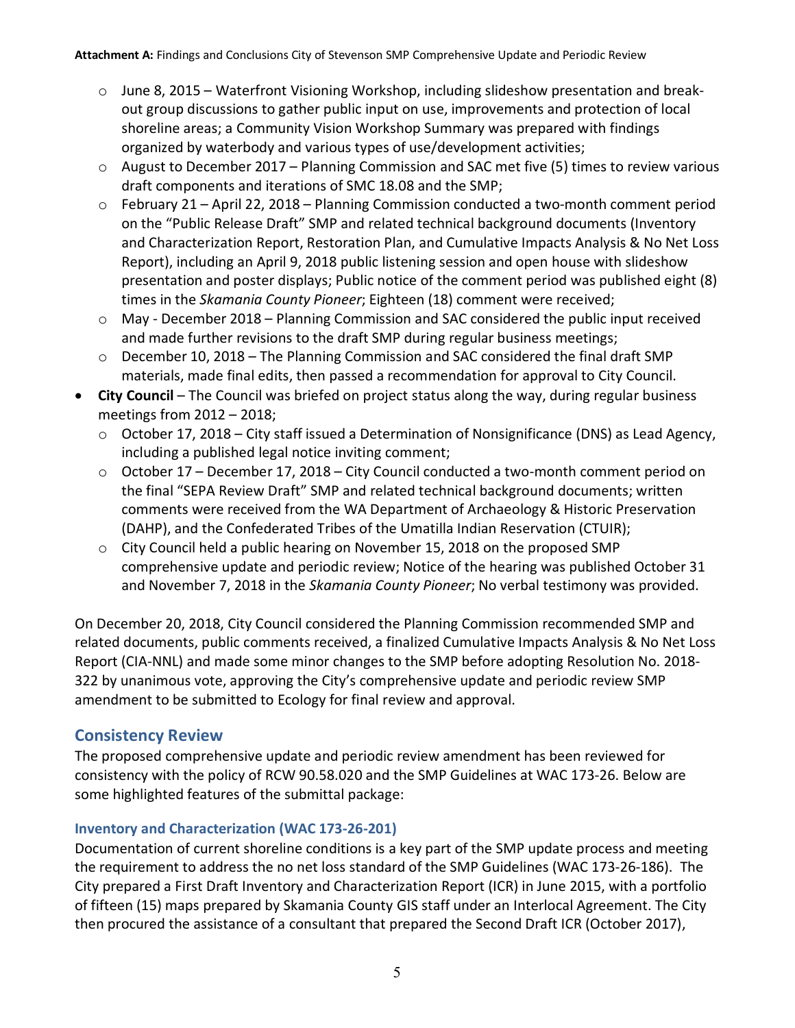- June 8, 2015 – Waterfront Visioning Workshop, including slideshow presentation and break-out group discussions to gather public input on use, improvements and protection of local shoreline areas; a Community Vision Workshop Summary was prepared with findings organized by waterbody and various types of use/development activities;
  - August to December 2017 – Planning Commission and SAC met five (5) times to review various draft components and iterations of SMC 18.08 and the SMP;
  - February 21 – April 22, 2018 – Planning Commission conducted a two-month comment period on the "Public Release Draft" SMP and related technical background documents (Inventory and Characterization Report, Restoration Plan, and Cumulative Impacts Analysis & No Net Loss Report), including an April 9, 2018 public listening session and open house with slideshow presentation and poster displays; Public notice of the comment period was published eight (8) times in the *Skamania County Pioneer*; Eighteen (18) comment were received;
  - May - December 2018 – Planning Commission and SAC considered the public input received and made further revisions to the draft SMP during regular business meetings;
  - December 10, 2018 – The Planning Commission and SAC considered the final draft SMP materials, made final edits, then passed a recommendation for approval to City Council.
- **City Council** – The Council was briefed on project status along the way, during regular business meetings from 2012 – 2018;
  - October 17, 2018 – City staff issued a Determination of Nonsignificance (DNS) as Lead Agency, including a published legal notice inviting comment;
  - October 17 – December 17, 2018 – City Council conducted a two-month comment period on the final "SEPA Review Draft" SMP and related technical background documents; written comments were received from the WA Department of Archaeology & Historic Preservation (DAHP), and the Confederated Tribes of the Umatilla Indian Reservation (CTUIR);
  - City Council held a public hearing on November 15, 2018 on the proposed SMP comprehensive update and periodic review; Notice of the hearing was published October 31 and November 7, 2018 in the *Skamania County Pioneer*; No verbal testimony was provided.

On December 20, 2018, City Council considered the Planning Commission recommended SMP and related documents, public comments received, a finalized Cumulative Impacts Analysis & No Net Loss Report (CIA-NNL) and made some minor changes to the SMP before adopting Resolution No. 2018-322 by unanimous vote, approving the City's comprehensive update and periodic review SMP amendment to be submitted to Ecology for final review and approval.

## Consistency Review

The proposed comprehensive update and periodic review amendment has been reviewed for consistency with the policy of RCW 90.58.020 and the SMP Guidelines at WAC 173-26. Below are some highlighted features of the submittal package:

### Inventory and Characterization (WAC 173-26-201)

Documentation of current shoreline conditions is a key part of the SMP update process and meeting the requirement to address the no net loss standard of the SMP Guidelines (WAC 173-26-186). The City prepared a First Draft Inventory and Characterization Report (ICR) in June 2015, with a portfolio of fifteen (15) maps prepared by Skamania County GIS staff under an Interlocal Agreement. The City then procured the assistance of a consultant that prepared the Second Draft ICR (October 2017),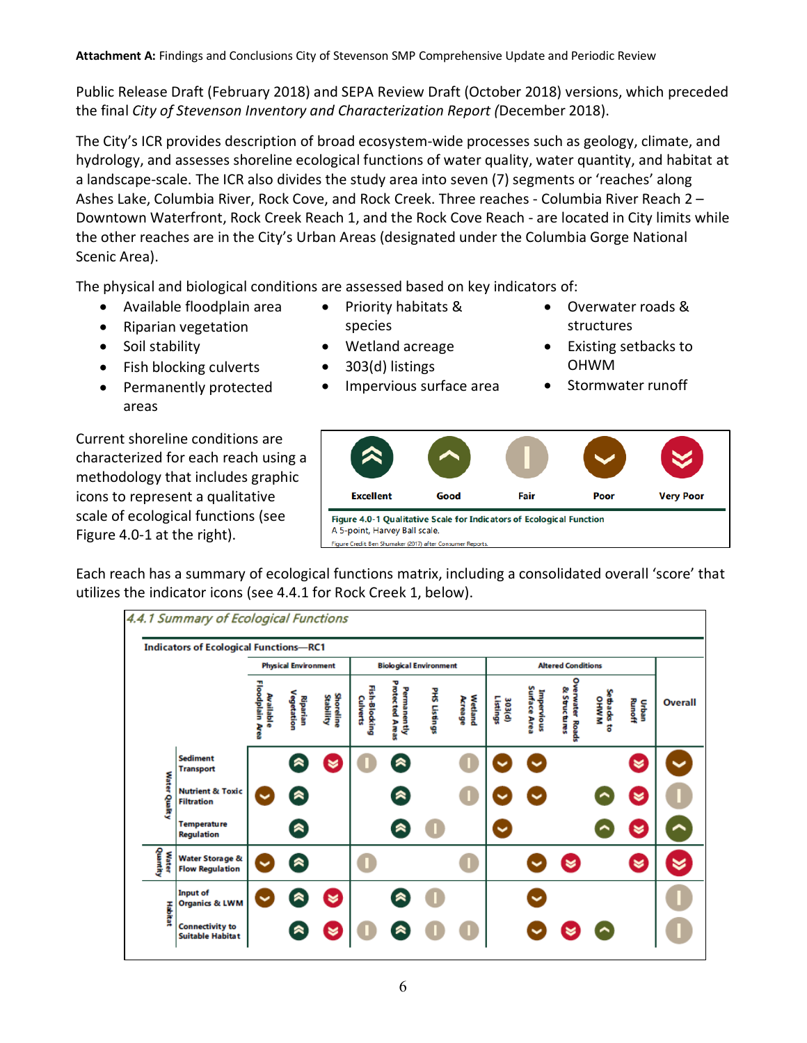Public Release Draft (February 2018) and SEPA Review Draft (October 2018) versions, which preceded the final *City of Stevenson Inventory and Characterization Report (*December 2018).

The City's ICR provides description of broad ecosystem-wide processes such as geology, climate, and hydrology, and assesses shoreline ecological functions of water quality, water quantity, and habitat at a landscape-scale. The ICR also divides the study area into seven (7) segments or 'reaches' along Ashes Lake, Columbia River, Rock Cove, and Rock Creek. Three reaches - Columbia River Reach 2 – Downtown Waterfront, Rock Creek Reach 1, and the Rock Cove Reach - are located in City limits while the other reaches are in the City's Urban Areas (designated under the Columbia Gorge National Scenic Area).

The physical and biological conditions are assessed based on key indicators of:

- Available floodplain area
- Riparian vegetation
- Soil stability
- Fish blocking culverts
- Permanently protected areas
- Priority habitats & species
- Wetland acreage
- 303(d) listings
- Impervious surface area
- Overwater roads & structures
- Existing setbacks to OHWM
- Stormwater runoff

Current shoreline conditions are characterized for each reach using a methodology that includes graphic icons to represent a qualitative scale of ecological functions (see Figure 4.0-1 at the right).

| Excellent | Good | Fair | Poor | Very Poor |
|---|---|---|---|---|

**Figure 4.0-1 Qualitative Scale for Indicators of Ecological Function**
A 5-point, Harvey Ball scale.
Figure Credit Ben Shumaker (2017) after Consumer Reports.

Each reach has a summary of ecological functions matrix, including a consolidated overall 'score' that utilizes the indicator icons (see 4.4.1 for Rock Creek 1, below).

*4.4.1 Summary of Ecological Functions*

**Indicators of Ecological Functions—RC1**

| | | Physical Environment | | | Biological Environment | | | | Altered Conditions | | | | | |
|---|---|---|---|---|---|---|---|---|---|---|---|---|---|---|
| | | Available Floodplain Area | Riparian Vegetation | Shoreline Stability | Fish-Blocking Culverts | Permanently Protected Areas | PHS Listings | Wetland Acreage | 303(d) Listings | Impervious Surface Area | Overwater Roads & Structures | Setbacks to OHWM | Urban Runoff | Overall |
| Water Quality | Sediment Transport | | Excellent | Very Poor | Fair | Excellent | | Fair | Poor | Poor | | | Very Poor | Poor |
| | Nutrient & Toxic Filtration | Poor | Excellent | | | Excellent | | Fair | Poor | Poor | | Good | Very Poor | Fair |
| | Temperature Regulation | | Excellent | | | Excellent | Fair | | Poor | | | Good | Very Poor | Good |
| Water Quantity | Water Storage & Flow Regulation | Poor | Excellent | | Fair | | | Fair | | Poor | Very Poor | | Very Poor | Very Poor |
| Habitat | Input of Organics & LWM | Poor | Excellent | Very Poor | | Excellent | Fair | | | Poor | | | | Fair |
| | Connectivity to Suitable Habitat | | Excellent | Very Poor | Fair | Excellent | Fair | Fair | | Poor | Very Poor | Good | | Fair |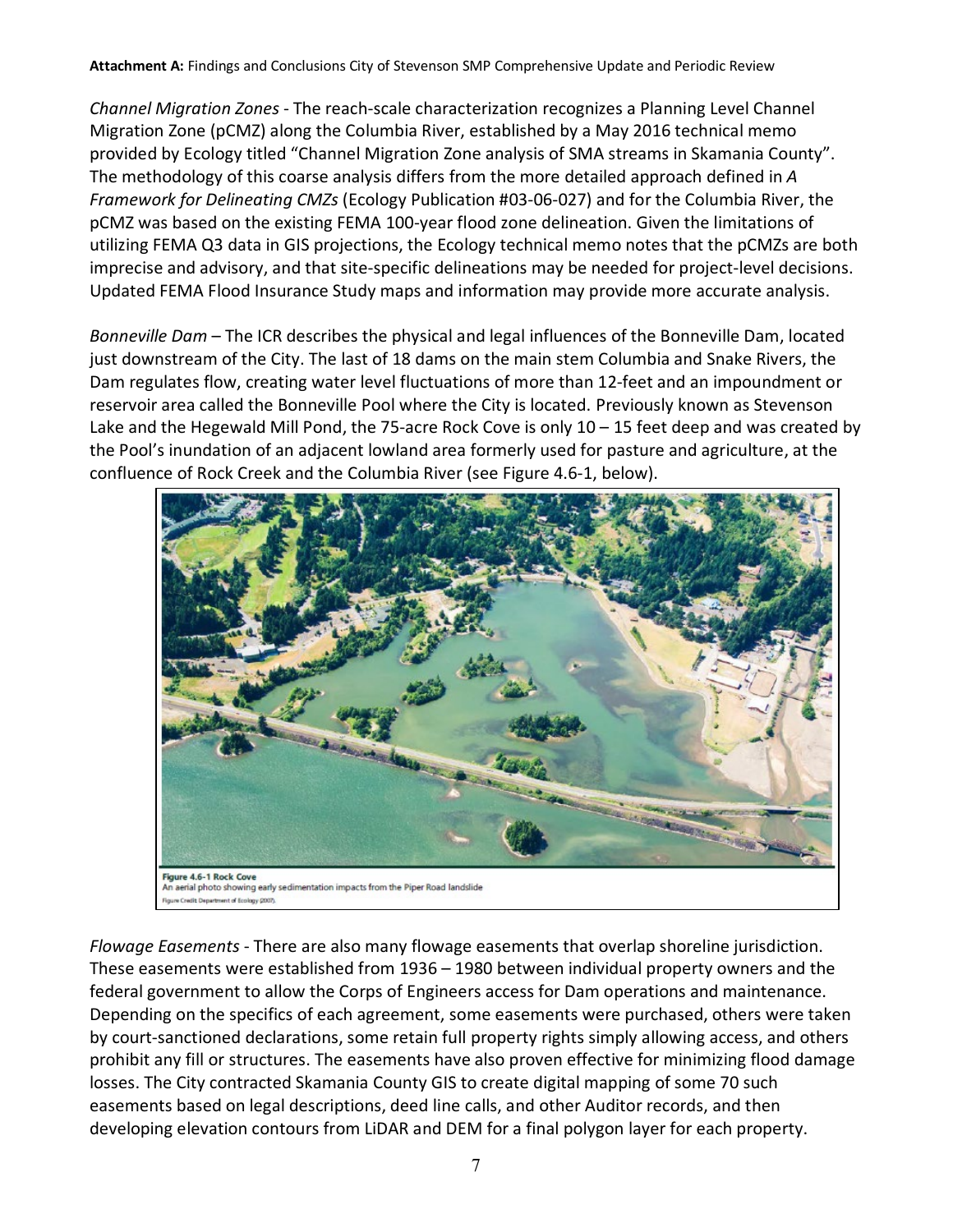*Channel Migration Zones* - The reach-scale characterization recognizes a Planning Level Channel Migration Zone (pCMZ) along the Columbia River, established by a May 2016 technical memo provided by Ecology titled "Channel Migration Zone analysis of SMA streams in Skamania County". The methodology of this coarse analysis differs from the more detailed approach defined in *A Framework for Delineating CMZs* (Ecology Publication #03-06-027) and for the Columbia River, the pCMZ was based on the existing FEMA 100-year flood zone delineation. Given the limitations of utilizing FEMA Q3 data in GIS projections, the Ecology technical memo notes that the pCMZs are both imprecise and advisory, and that site-specific delineations may be needed for project-level decisions. Updated FEMA Flood Insurance Study maps and information may provide more accurate analysis.

*Bonneville Dam* – The ICR describes the physical and legal influences of the Bonneville Dam, located just downstream of the City. The last of 18 dams on the main stem Columbia and Snake Rivers, the Dam regulates flow, creating water level fluctuations of more than 12-feet and an impoundment or reservoir area called the Bonneville Pool where the City is located. Previously known as Stevenson Lake and the Hegewald Mill Pond, the 75-acre Rock Cove is only 10 – 15 feet deep and was created by the Pool's inundation of an adjacent lowland area formerly used for pasture and agriculture, at the confluence of Rock Creek and the Columbia River (see Figure 4.6-1, below).

**Figure 4.6-1 Rock Cove**
An aerial photo showing early sedimentation impacts from the Piper Road landslide
Figure Credit Department of Ecology (2007).

*Flowage Easements* - There are also many flowage easements that overlap shoreline jurisdiction. These easements were established from 1936 – 1980 between individual property owners and the federal government to allow the Corps of Engineers access for Dam operations and maintenance. Depending on the specifics of each agreement, some easements were purchased, others were taken by court-sanctioned declarations, some retain full property rights simply allowing access, and others prohibit any fill or structures. The easements have also proven effective for minimizing flood damage losses. The City contracted Skamania County GIS to create digital mapping of some 70 such easements based on legal descriptions, deed line calls, and other Auditor records, and then developing elevation contours from LiDAR and DEM for a final polygon layer for each property.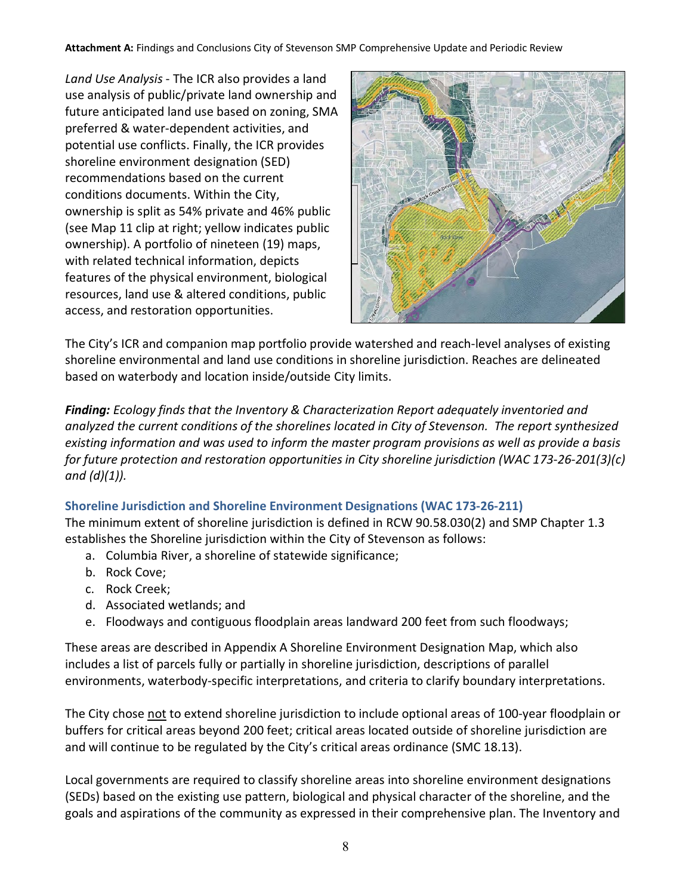*Land Use Analysis* - The ICR also provides a land use analysis of public/private land ownership and future anticipated land use based on zoning, SMA preferred & water-dependent activities, and potential use conflicts. Finally, the ICR provides shoreline environment designation (SED) recommendations based on the current conditions documents. Within the City, ownership is split as 54% private and 46% public (see Map 11 clip at right; yellow indicates public ownership). A portfolio of nineteen (19) maps, with related technical information, depicts features of the physical environment, biological resources, land use & altered conditions, public access, and restoration opportunities.

The City's ICR and companion map portfolio provide watershed and reach-level analyses of existing shoreline environmental and land use conditions in shoreline jurisdiction. Reaches are delineated based on waterbody and location inside/outside City limits.

***Finding:*** *Ecology finds that the Inventory & Characterization Report adequately inventoried and analyzed the current conditions of the shorelines located in City of Stevenson. The report synthesized existing information and was used to inform the master program provisions as well as provide a basis for future protection and restoration opportunities in City shoreline jurisdiction (WAC 173-26-201(3)(c) and (d)(1)).*

### Shoreline Jurisdiction and Shoreline Environment Designations (WAC 173-26-211)

The minimum extent of shoreline jurisdiction is defined in RCW 90.58.030(2) and SMP Chapter 1.3 establishes the Shoreline jurisdiction within the City of Stevenson as follows:

a. Columbia River, a shoreline of statewide significance;
b. Rock Cove;
c. Rock Creek;
d. Associated wetlands; and
e. Floodways and contiguous floodplain areas landward 200 feet from such floodways;

These areas are described in Appendix A Shoreline Environment Designation Map, which also includes a list of parcels fully or partially in shoreline jurisdiction, descriptions of parallel environments, waterbody-specific interpretations, and criteria to clarify boundary interpretations.

The City chose not to extend shoreline jurisdiction to include optional areas of 100-year floodplain or buffers for critical areas beyond 200 feet; critical areas located outside of shoreline jurisdiction are and will continue to be regulated by the City's critical areas ordinance (SMC 18.13).

Local governments are required to classify shoreline areas into shoreline environment designations (SEDs) based on the existing use pattern, biological and physical character of the shoreline, and the goals and aspirations of the community as expressed in their comprehensive plan. The Inventory and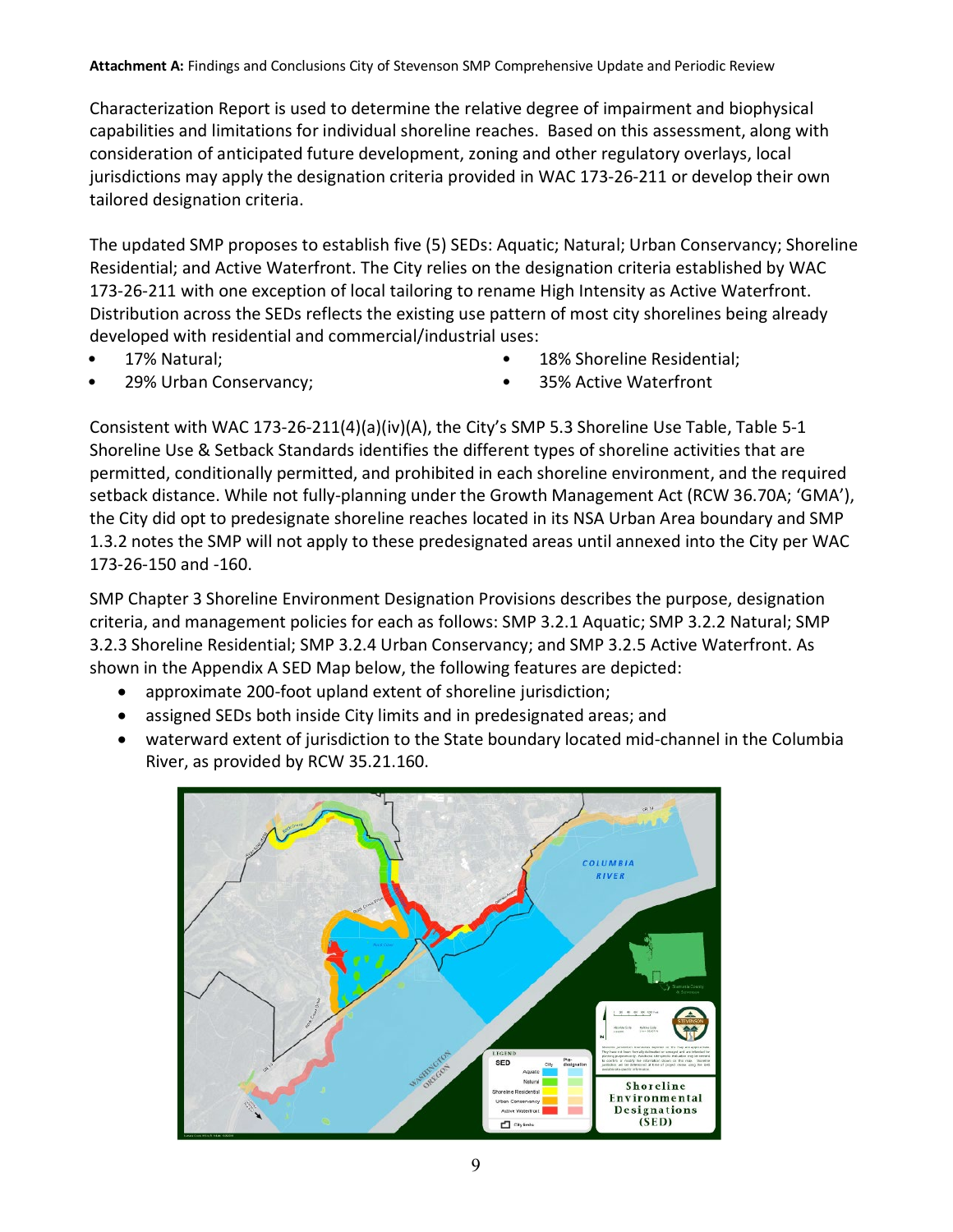Characterization Report is used to determine the relative degree of impairment and biophysical capabilities and limitations for individual shoreline reaches. Based on this assessment, along with consideration of anticipated future development, zoning and other regulatory overlays, local jurisdictions may apply the designation criteria provided in WAC 173-26-211 or develop their own tailored designation criteria.

The updated SMP proposes to establish five (5) SEDs: Aquatic; Natural; Urban Conservancy; Shoreline Residential; and Active Waterfront. The City relies on the designation criteria established by WAC 173-26-211 with one exception of local tailoring to rename High Intensity as Active Waterfront. Distribution across the SEDs reflects the existing use pattern of most city shorelines being already developed with residential and commercial/industrial uses:

- 17% Natural;
- 29% Urban Conservancy;
- 18% Shoreline Residential;
- 35% Active Waterfront

Consistent with WAC 173-26-211(4)(a)(iv)(A), the City's SMP 5.3 Shoreline Use Table, Table 5-1 Shoreline Use & Setback Standards identifies the different types of shoreline activities that are permitted, conditionally permitted, and prohibited in each shoreline environment, and the required setback distance. While not fully-planning under the Growth Management Act (RCW 36.70A; 'GMA'), the City did opt to predesignate shoreline reaches located in its NSA Urban Area boundary and SMP 1.3.2 notes the SMP will not apply to these predesignated areas until annexed into the City per WAC 173-26-150 and -160.

SMP Chapter 3 Shoreline Environment Designation Provisions describes the purpose, designation criteria, and management policies for each as follows: SMP 3.2.1 Aquatic; SMP 3.2.2 Natural; SMP 3.2.3 Shoreline Residential; SMP 3.2.4 Urban Conservancy; and SMP 3.2.5 Active Waterfront. As shown in the Appendix A SED Map below, the following features are depicted:

- approximate 200-foot upland extent of shoreline jurisdiction;
- assigned SEDs both inside City limits and in predesignated areas; and
- waterward extent of jurisdiction to the State boundary located mid-channel in the Columbia River, as provided by RCW 35.21.160.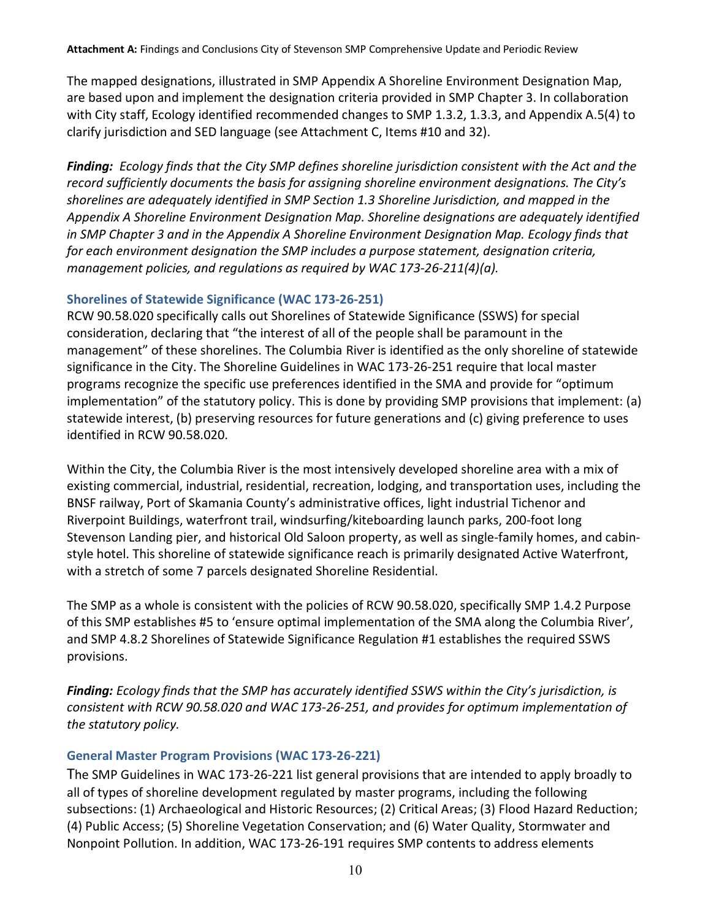The mapped designations, illustrated in SMP Appendix A Shoreline Environment Designation Map, are based upon and implement the designation criteria provided in SMP Chapter 3. In collaboration with City staff, Ecology identified recommended changes to SMP 1.3.2, 1.3.3, and Appendix A.5(4) to clarify jurisdiction and SED language (see Attachment C, Items #10 and 32).

***Finding:*** *Ecology finds that the City SMP defines shoreline jurisdiction consistent with the Act and the record sufficiently documents the basis for assigning shoreline environment designations. The City's shorelines are adequately identified in SMP Section 1.3 Shoreline Jurisdiction, and mapped in the Appendix A Shoreline Environment Designation Map. Shoreline designations are adequately identified in SMP Chapter 3 and in the Appendix A Shoreline Environment Designation Map. Ecology finds that for each environment designation the SMP includes a purpose statement, designation criteria, management policies, and regulations as required by WAC 173-26-211(4)(a).*

### Shorelines of Statewide Significance (WAC 173-26-251)

RCW 90.58.020 specifically calls out Shorelines of Statewide Significance (SSWS) for special consideration, declaring that "the interest of all of the people shall be paramount in the management" of these shorelines. The Columbia River is identified as the only shoreline of statewide significance in the City. The Shoreline Guidelines in WAC 173-26-251 require that local master programs recognize the specific use preferences identified in the SMA and provide for "optimum implementation" of the statutory policy. This is done by providing SMP provisions that implement: (a) statewide interest, (b) preserving resources for future generations and (c) giving preference to uses identified in RCW 90.58.020.

Within the City, the Columbia River is the most intensively developed shoreline area with a mix of existing commercial, industrial, residential, recreation, lodging, and transportation uses, including the BNSF railway, Port of Skamania County's administrative offices, light industrial Tichenor and Riverpoint Buildings, waterfront trail, windsurfing/kiteboarding launch parks, 200-foot long Stevenson Landing pier, and historical Old Saloon property, as well as single-family homes, and cabin-style hotel. This shoreline of statewide significance reach is primarily designated Active Waterfront, with a stretch of some 7 parcels designated Shoreline Residential.

The SMP as a whole is consistent with the policies of RCW 90.58.020, specifically SMP 1.4.2 Purpose of this SMP establishes #5 to 'ensure optimal implementation of the SMA along the Columbia River', and SMP 4.8.2 Shorelines of Statewide Significance Regulation #1 establishes the required SSWS provisions.

***Finding:*** *Ecology finds that the SMP has accurately identified SSWS within the City's jurisdiction, is consistent with RCW 90.58.020 and WAC 173-26-251, and provides for optimum implementation of the statutory policy.*

### General Master Program Provisions (WAC 173-26-221)

The SMP Guidelines in WAC 173-26-221 list general provisions that are intended to apply broadly to all of types of shoreline development regulated by master programs, including the following subsections: (1) Archaeological and Historic Resources; (2) Critical Areas; (3) Flood Hazard Reduction; (4) Public Access; (5) Shoreline Vegetation Conservation; and (6) Water Quality, Stormwater and Nonpoint Pollution. In addition, WAC 173-26-191 requires SMP contents to address elements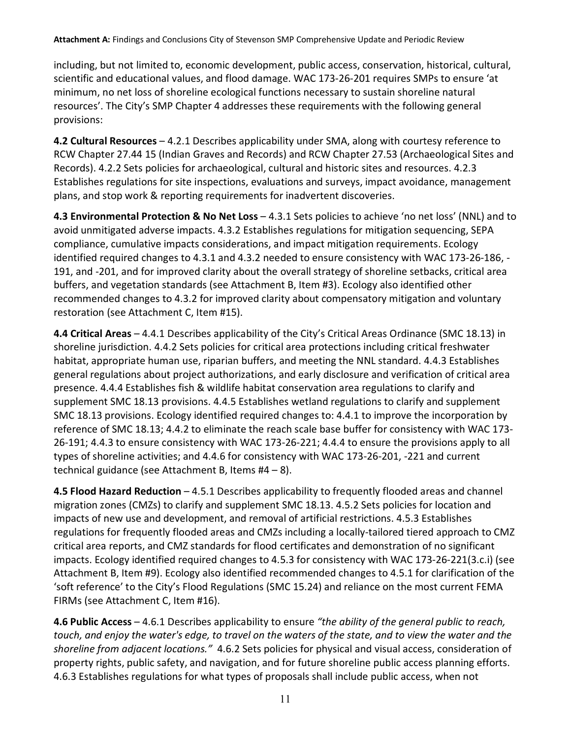including, but not limited to, economic development, public access, conservation, historical, cultural, scientific and educational values, and flood damage. WAC 173-26-201 requires SMPs to ensure 'at minimum, no net loss of shoreline ecological functions necessary to sustain shoreline natural resources'. The City's SMP Chapter 4 addresses these requirements with the following general provisions:

**4.2 Cultural Resources** – 4.2.1 Describes applicability under SMA, along with courtesy reference to RCW Chapter 27.44 15 (Indian Graves and Records) and RCW Chapter 27.53 (Archaeological Sites and Records). 4.2.2 Sets policies for archaeological, cultural and historic sites and resources. 4.2.3 Establishes regulations for site inspections, evaluations and surveys, impact avoidance, management plans, and stop work & reporting requirements for inadvertent discoveries.

**4.3 Environmental Protection & No Net Loss** – 4.3.1 Sets policies to achieve 'no net loss' (NNL) and to avoid unmitigated adverse impacts. 4.3.2 Establishes regulations for mitigation sequencing, SEPA compliance, cumulative impacts considerations, and impact mitigation requirements. Ecology identified required changes to 4.3.1 and 4.3.2 needed to ensure consistency with WAC 173-26-186, -191, and -201, and for improved clarity about the overall strategy of shoreline setbacks, critical area buffers, and vegetation standards (see Attachment B, Item #3). Ecology also identified other recommended changes to 4.3.2 for improved clarity about compensatory mitigation and voluntary restoration (see Attachment C, Item #15).

**4.4 Critical Areas** – 4.4.1 Describes applicability of the City's Critical Areas Ordinance (SMC 18.13) in shoreline jurisdiction. 4.4.2 Sets policies for critical area protections including critical freshwater habitat, appropriate human use, riparian buffers, and meeting the NNL standard. 4.4.3 Establishes general regulations about project authorizations, and early disclosure and verification of critical area presence. 4.4.4 Establishes fish & wildlife habitat conservation area regulations to clarify and supplement SMC 18.13 provisions. 4.4.5 Establishes wetland regulations to clarify and supplement SMC 18.13 provisions. Ecology identified required changes to: 4.4.1 to improve the incorporation by reference of SMC 18.13; 4.4.2 to eliminate the reach scale base buffer for consistency with WAC 173-26-191; 4.4.3 to ensure consistency with WAC 173-26-221; 4.4.4 to ensure the provisions apply to all types of shoreline activities; and 4.4.6 for consistency with WAC 173-26-201, -221 and current technical guidance (see Attachment B, Items #4 – 8).

**4.5 Flood Hazard Reduction** – 4.5.1 Describes applicability to frequently flooded areas and channel migration zones (CMZs) to clarify and supplement SMC 18.13. 4.5.2 Sets policies for location and impacts of new use and development, and removal of artificial restrictions. 4.5.3 Establishes regulations for frequently flooded areas and CMZs including a locally-tailored tiered approach to CMZ critical area reports, and CMZ standards for flood certificates and demonstration of no significant impacts. Ecology identified required changes to 4.5.3 for consistency with WAC 173-26-221(3.c.i) (see Attachment B, Item #9). Ecology also identified recommended changes to 4.5.1 for clarification of the 'soft reference' to the City's Flood Regulations (SMC 15.24) and reliance on the most current FEMA FIRMs (see Attachment C, Item #16).

**4.6 Public Access** – 4.6.1 Describes applicability to ensure *"the ability of the general public to reach, touch, and enjoy the water's edge, to travel on the waters of the state, and to view the water and the shoreline from adjacent locations."* 4.6.2 Sets policies for physical and visual access, consideration of property rights, public safety, and navigation, and for future shoreline public access planning efforts. 4.6.3 Establishes regulations for what types of proposals shall include public access, when not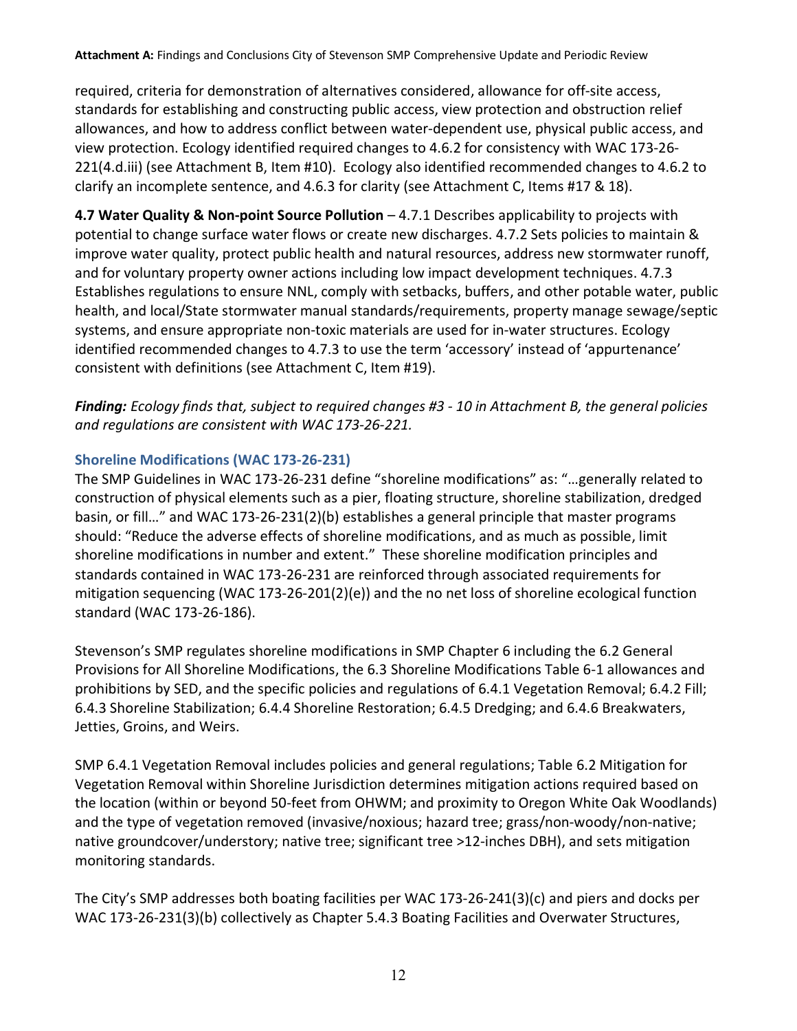required, criteria for demonstration of alternatives considered, allowance for off-site access, standards for establishing and constructing public access, view protection and obstruction relief allowances, and how to address conflict between water-dependent use, physical public access, and view protection. Ecology identified required changes to 4.6.2 for consistency with WAC 173-26-221(4.d.iii) (see Attachment B, Item #10). Ecology also identified recommended changes to 4.6.2 to clarify an incomplete sentence, and 4.6.3 for clarity (see Attachment C, Items #17 & 18).

**4.7 Water Quality & Non-point Source Pollution** – 4.7.1 Describes applicability to projects with potential to change surface water flows or create new discharges. 4.7.2 Sets policies to maintain & improve water quality, protect public health and natural resources, address new stormwater runoff, and for voluntary property owner actions including low impact development techniques. 4.7.3 Establishes regulations to ensure NNL, comply with setbacks, buffers, and other potable water, public health, and local/State stormwater manual standards/requirements, property manage sewage/septic systems, and ensure appropriate non-toxic materials are used for in-water structures. Ecology identified recommended changes to 4.7.3 to use the term 'accessory' instead of 'appurtenance' consistent with definitions (see Attachment C, Item #19).

***Finding:*** *Ecology finds that, subject to required changes #3 - 10 in Attachment B, the general policies and regulations are consistent with WAC 173-26-221.*

### Shoreline Modifications (WAC 173-26-231)

The SMP Guidelines in WAC 173-26-231 define "shoreline modifications" as: "…generally related to construction of physical elements such as a pier, floating structure, shoreline stabilization, dredged basin, or fill…" and WAC 173-26-231(2)(b) establishes a general principle that master programs should: "Reduce the adverse effects of shoreline modifications, and as much as possible, limit shoreline modifications in number and extent." These shoreline modification principles and standards contained in WAC 173-26-231 are reinforced through associated requirements for mitigation sequencing (WAC 173-26-201(2)(e)) and the no net loss of shoreline ecological function standard (WAC 173-26-186).

Stevenson's SMP regulates shoreline modifications in SMP Chapter 6 including the 6.2 General Provisions for All Shoreline Modifications, the 6.3 Shoreline Modifications Table 6-1 allowances and prohibitions by SED, and the specific policies and regulations of 6.4.1 Vegetation Removal; 6.4.2 Fill; 6.4.3 Shoreline Stabilization; 6.4.4 Shoreline Restoration; 6.4.5 Dredging; and 6.4.6 Breakwaters, Jetties, Groins, and Weirs.

SMP 6.4.1 Vegetation Removal includes policies and general regulations; Table 6.2 Mitigation for Vegetation Removal within Shoreline Jurisdiction determines mitigation actions required based on the location (within or beyond 50-feet from OHWM; and proximity to Oregon White Oak Woodlands) and the type of vegetation removed (invasive/noxious; hazard tree; grass/non-woody/non-native; native groundcover/understory; native tree; significant tree >12-inches DBH), and sets mitigation monitoring standards.

The City's SMP addresses both boating facilities per WAC 173-26-241(3)(c) and piers and docks per WAC 173-26-231(3)(b) collectively as Chapter 5.4.3 Boating Facilities and Overwater Structures,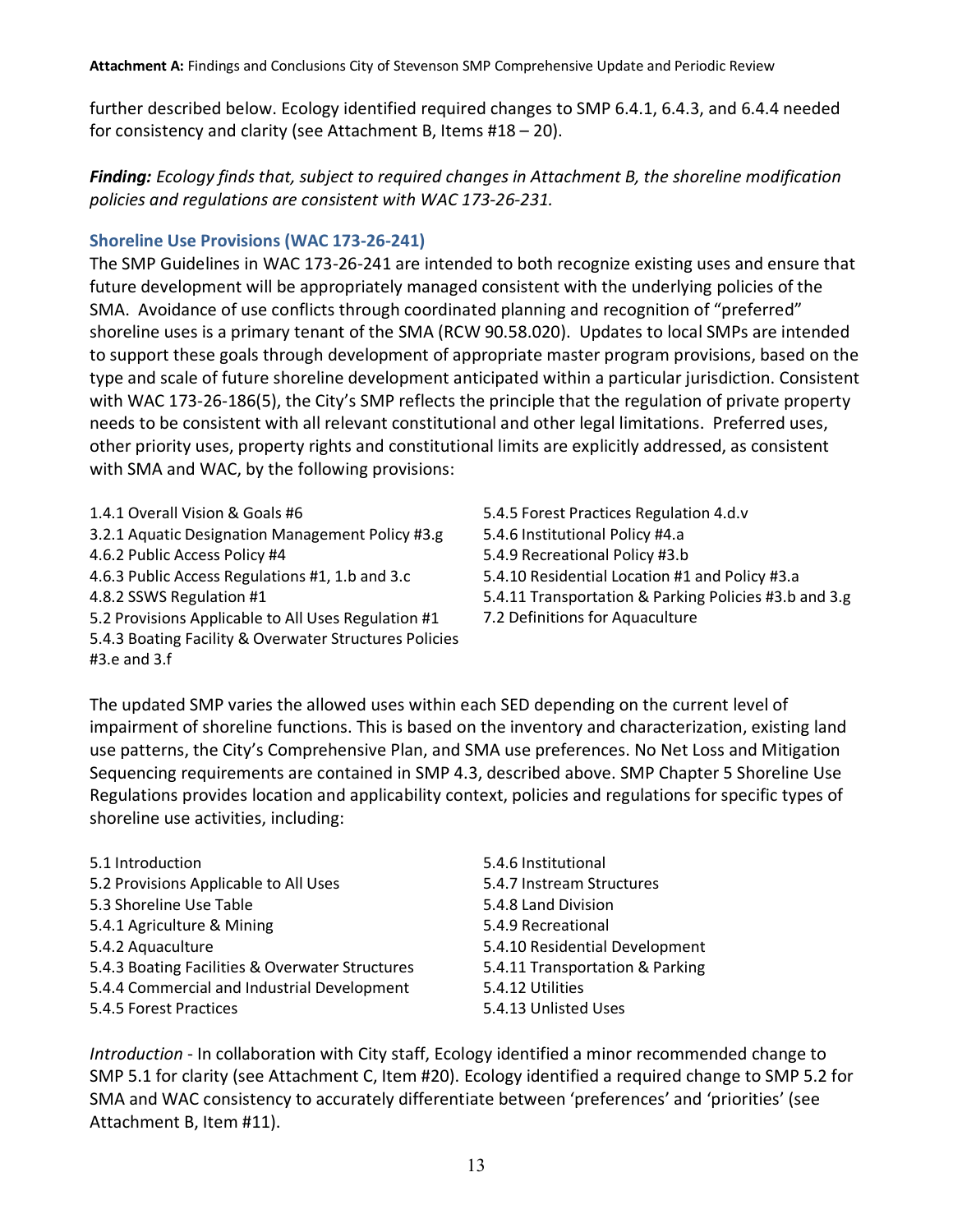further described below. Ecology identified required changes to SMP 6.4.1, 6.4.3, and 6.4.4 needed for consistency and clarity (see Attachment B, Items #18 – 20).

***Finding:*** *Ecology finds that, subject to required changes in Attachment B, the shoreline modification policies and regulations are consistent with WAC 173-26-231.*

### Shoreline Use Provisions (WAC 173-26-241)

The SMP Guidelines in WAC 173-26-241 are intended to both recognize existing uses and ensure that future development will be appropriately managed consistent with the underlying policies of the SMA. Avoidance of use conflicts through coordinated planning and recognition of "preferred" shoreline uses is a primary tenant of the SMA (RCW 90.58.020). Updates to local SMPs are intended to support these goals through development of appropriate master program provisions, based on the type and scale of future shoreline development anticipated within a particular jurisdiction. Consistent with WAC 173-26-186(5), the City's SMP reflects the principle that the regulation of private property needs to be consistent with all relevant constitutional and other legal limitations. Preferred uses, other priority uses, property rights and constitutional limits are explicitly addressed, as consistent with SMA and WAC, by the following provisions:

- 1.4.1 Overall Vision & Goals #6
- 3.2.1 Aquatic Designation Management Policy #3.g
- 4.6.2 Public Access Policy #4
- 4.6.3 Public Access Regulations #1, 1.b and 3.c
- 4.8.2 SSWS Regulation #1
- 5.2 Provisions Applicable to All Uses Regulation #1
- 5.4.3 Boating Facility & Overwater Structures Policies #3.e and 3.f
- 5.4.5 Forest Practices Regulation 4.d.v
- 5.4.6 Institutional Policy #4.a
- 5.4.9 Recreational Policy #3.b
- 5.4.10 Residential Location #1 and Policy #3.a
- 5.4.11 Transportation & Parking Policies #3.b and 3.g
- 7.2 Definitions for Aquaculture

The updated SMP varies the allowed uses within each SED depending on the current level of impairment of shoreline functions. This is based on the inventory and characterization, existing land use patterns, the City's Comprehensive Plan, and SMA use preferences. No Net Loss and Mitigation Sequencing requirements are contained in SMP 4.3, described above. SMP Chapter 5 Shoreline Use Regulations provides location and applicability context, policies and regulations for specific types of shoreline use activities, including:

- 5.1 Introduction
- 5.2 Provisions Applicable to All Uses
- 5.3 Shoreline Use Table
- 5.4.1 Agriculture & Mining
- 5.4.2 Aquaculture
- 5.4.3 Boating Facilities & Overwater Structures
- 5.4.4 Commercial and Industrial Development
- 5.4.5 Forest Practices
- 5.4.6 Institutional
- 5.4.7 Instream Structures
- 5.4.8 Land Division
- 5.4.9 Recreational
- 5.4.10 Residential Development
- 5.4.11 Transportation & Parking
- 5.4.12 Utilities
- 5.4.13 Unlisted Uses

*Introduction* - In collaboration with City staff, Ecology identified a minor recommended change to SMP 5.1 for clarity (see Attachment C, Item #20). Ecology identified a required change to SMP 5.2 for SMA and WAC consistency to accurately differentiate between 'preferences' and 'priorities' (see Attachment B, Item #11).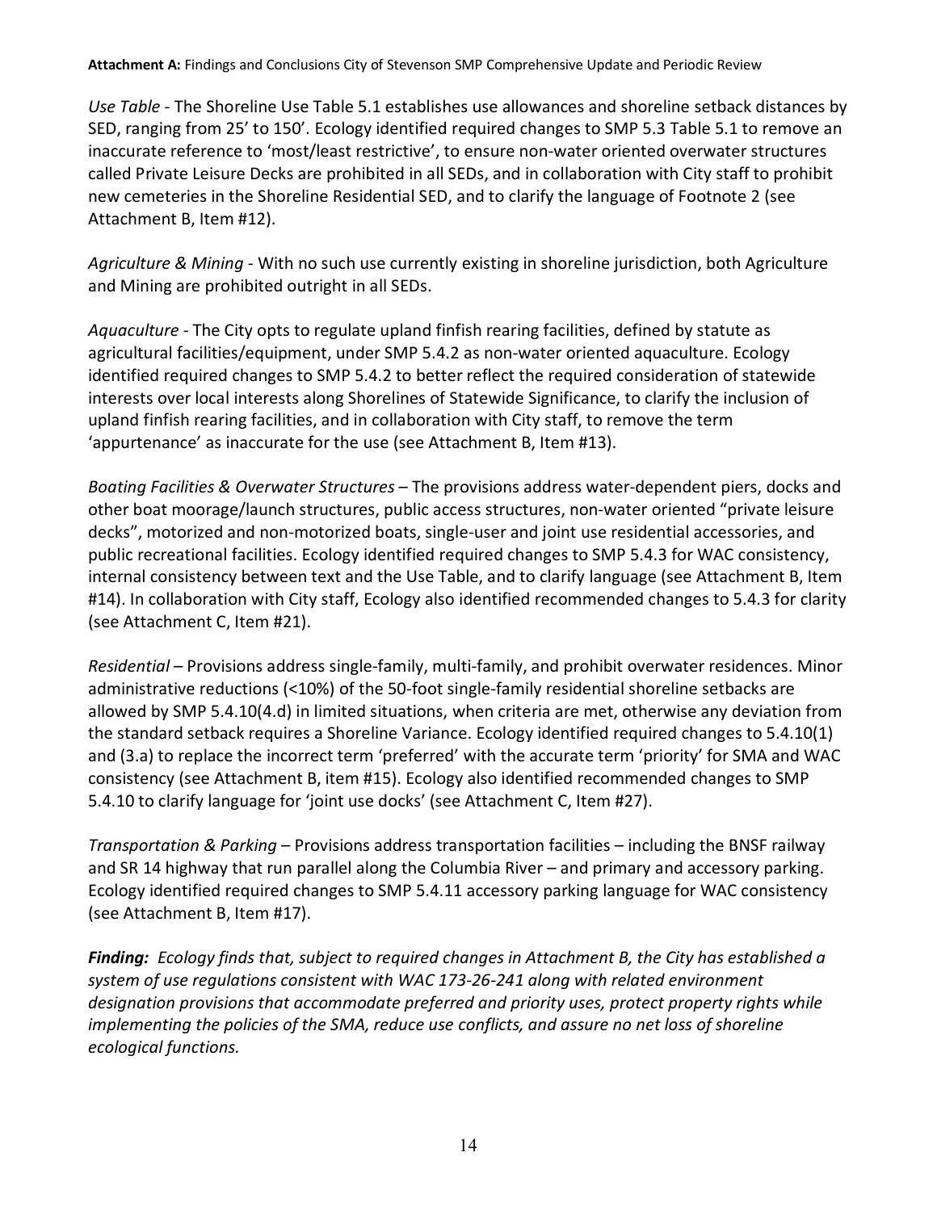*Use Table* - The Shoreline Use Table 5.1 establishes use allowances and shoreline setback distances by SED, ranging from 25' to 150'. Ecology identified required changes to SMP 5.3 Table 5.1 to remove an inaccurate reference to 'most/least restrictive', to ensure non-water oriented overwater structures called Private Leisure Decks are prohibited in all SEDs, and in collaboration with City staff to prohibit new cemeteries in the Shoreline Residential SED, and to clarify the language of Footnote 2 (see Attachment B, Item #12).

*Agriculture & Mining* - With no such use currently existing in shoreline jurisdiction, both Agriculture and Mining are prohibited outright in all SEDs.

*Aquaculture* - The City opts to regulate upland finfish rearing facilities, defined by statute as agricultural facilities/equipment, under SMP 5.4.2 as non-water oriented aquaculture. Ecology identified required changes to SMP 5.4.2 to better reflect the required consideration of statewide interests over local interests along Shorelines of Statewide Significance, to clarify the inclusion of upland finfish rearing facilities, and in collaboration with City staff, to remove the term 'appurtenance' as inaccurate for the use (see Attachment B, Item #13).

*Boating Facilities & Overwater Structures* – The provisions address water-dependent piers, docks and other boat moorage/launch structures, public access structures, non-water oriented "private leisure decks", motorized and non-motorized boats, single-user and joint use residential accessories, and public recreational facilities. Ecology identified required changes to SMP 5.4.3 for WAC consistency, internal consistency between text and the Use Table, and to clarify language (see Attachment B, Item #14). In collaboration with City staff, Ecology also identified recommended changes to 5.4.3 for clarity (see Attachment C, Item #21).

*Residential* – Provisions address single-family, multi-family, and prohibit overwater residences. Minor administrative reductions (<10%) of the 50-foot single-family residential shoreline setbacks are allowed by SMP 5.4.10(4.d) in limited situations, when criteria are met, otherwise any deviation from the standard setback requires a Shoreline Variance. Ecology identified required changes to 5.4.10(1) and (3.a) to replace the incorrect term 'preferred' with the accurate term 'priority' for SMA and WAC consistency (see Attachment B, item #15). Ecology also identified recommended changes to SMP 5.4.10 to clarify language for 'joint use docks' (see Attachment C, Item #27).

*Transportation & Parking* – Provisions address transportation facilities – including the BNSF railway and SR 14 highway that run parallel along the Columbia River – and primary and accessory parking. Ecology identified required changes to SMP 5.4.11 accessory parking language for WAC consistency (see Attachment B, Item #17).

***Finding:*** *Ecology finds that, subject to required changes in Attachment B, the City has established a system of use regulations consistent with WAC 173-26-241 along with related environment designation provisions that accommodate preferred and priority uses, protect property rights while implementing the policies of the SMA, reduce use conflicts, and assure no net loss of shoreline ecological functions.*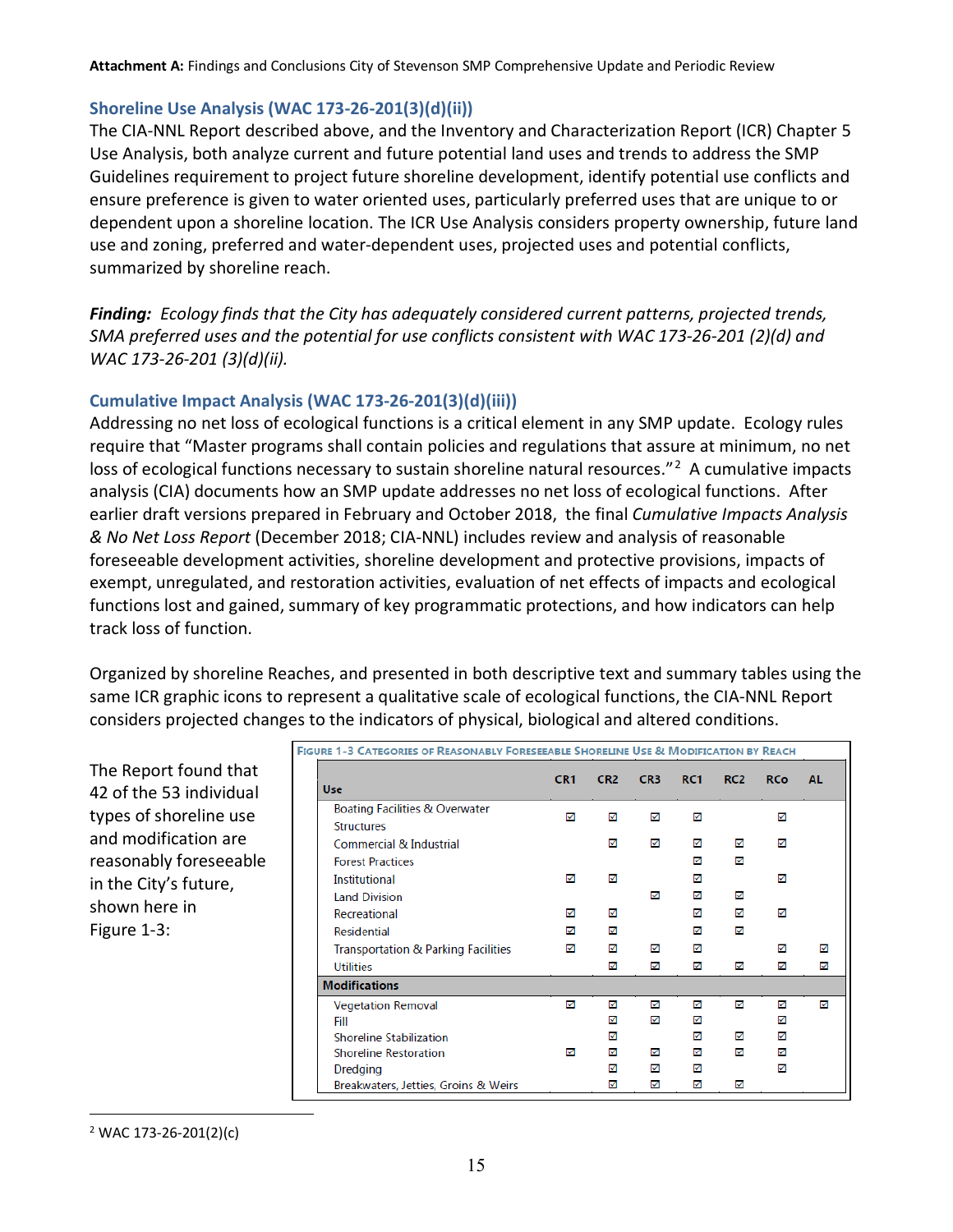## Shoreline Use Analysis (WAC 173-26-201(3)(d)(ii))

The CIA-NNL Report described above, and the Inventory and Characterization Report (ICR) Chapter 5 Use Analysis, both analyze current and future potential land uses and trends to address the SMP Guidelines requirement to project future shoreline development, identify potential use conflicts and ensure preference is given to water oriented uses, particularly preferred uses that are unique to or dependent upon a shoreline location. The ICR Use Analysis considers property ownership, future land use and zoning, preferred and water-dependent uses, projected uses and potential conflicts, summarized by shoreline reach.

***Finding:*** *Ecology finds that the City has adequately considered current patterns, projected trends, SMA preferred uses and the potential for use conflicts consistent with WAC 173-26-201 (2)(d) and WAC 173-26-201 (3)(d)(ii).*

## Cumulative Impact Analysis (WAC 173-26-201(3)(d)(iii))

Addressing no net loss of ecological functions is a critical element in any SMP update. Ecology rules require that "Master programs shall contain policies and regulations that assure at minimum, no net loss of ecological functions necessary to sustain shoreline natural resources."[2] A cumulative impacts analysis (CIA) documents how an SMP update addresses no net loss of ecological functions. After earlier draft versions prepared in February and October 2018, the final *Cumulative Impacts Analysis & No Net Loss Report* (December 2018; CIA-NNL) includes review and analysis of reasonable foreseeable development activities, shoreline development and protective provisions, impacts of exempt, unregulated, and restoration activities, evaluation of net effects of impacts and ecological functions lost and gained, summary of key programmatic protections, and how indicators can help track loss of function.

Organized by shoreline Reaches, and presented in both descriptive text and summary tables using the same ICR graphic icons to represent a qualitative scale of ecological functions, the CIA-NNL Report considers projected changes to the indicators of physical, biological and altered conditions.

The Report found that 42 of the 53 individual types of shoreline use and modification are reasonably foreseeable in the City's future, shown here in Figure 1-3:

FIGURE 1-3 CATEGORIES OF REASONABLY FORESEEABLE SHORELINE USE & MODIFICATION BY REACH

| Use | CR1 | CR2 | CR3 | RC1 | RC2 | RCo | AL |
|---|---|---|---|---|---|---|---|
| Boating Facilities & Overwater Structures | ☑ | ☑ | ☑ | ☑ | | ☑ | |
| Commercial & Industrial | | ☑ | ☑ | ☑ | ☑ | ☑ | |
| Forest Practices | | | | ☑ | ☑ | | |
| Institutional | ☑ | ☑ | | ☑ | | ☑ | |
| Land Division | | | ☑ | ☑ | ☑ | | |
| Recreational | ☑ | ☑ | | ☑ | ☑ | ☑ | |
| Residential | ☑ | ☑ | | ☑ | ☑ | | |
| Transportation & Parking Facilities | ☑ | ☑ | ☑ | ☑ | | ☑ | ☑ |
| Utilities | | ☑ | ☑ | ☑ | ☑ | ☑ | ☑ |
| **Modifications** | | | | | | | |
| Vegetation Removal | ☑ | ☑ | ☑ | ☑ | ☑ | ☑ | ☑ |
| Fill | | ☑ | ☑ | ☑ | | ☑ | |
| Shoreline Stabilization | | ☑ | | ☑ | ☑ | ☑ | |
| Shoreline Restoration | ☑ | ☑ | ☑ | ☑ | ☑ | ☑ | |
| Dredging | | ☑ | ☑ | ☑ | | ☑ | |
| Breakwaters, Jetties, Groins & Weirs | | ☑ | ☑ | ☑ | ☑ | | |

[2] WAC 173-26-201(2)(c)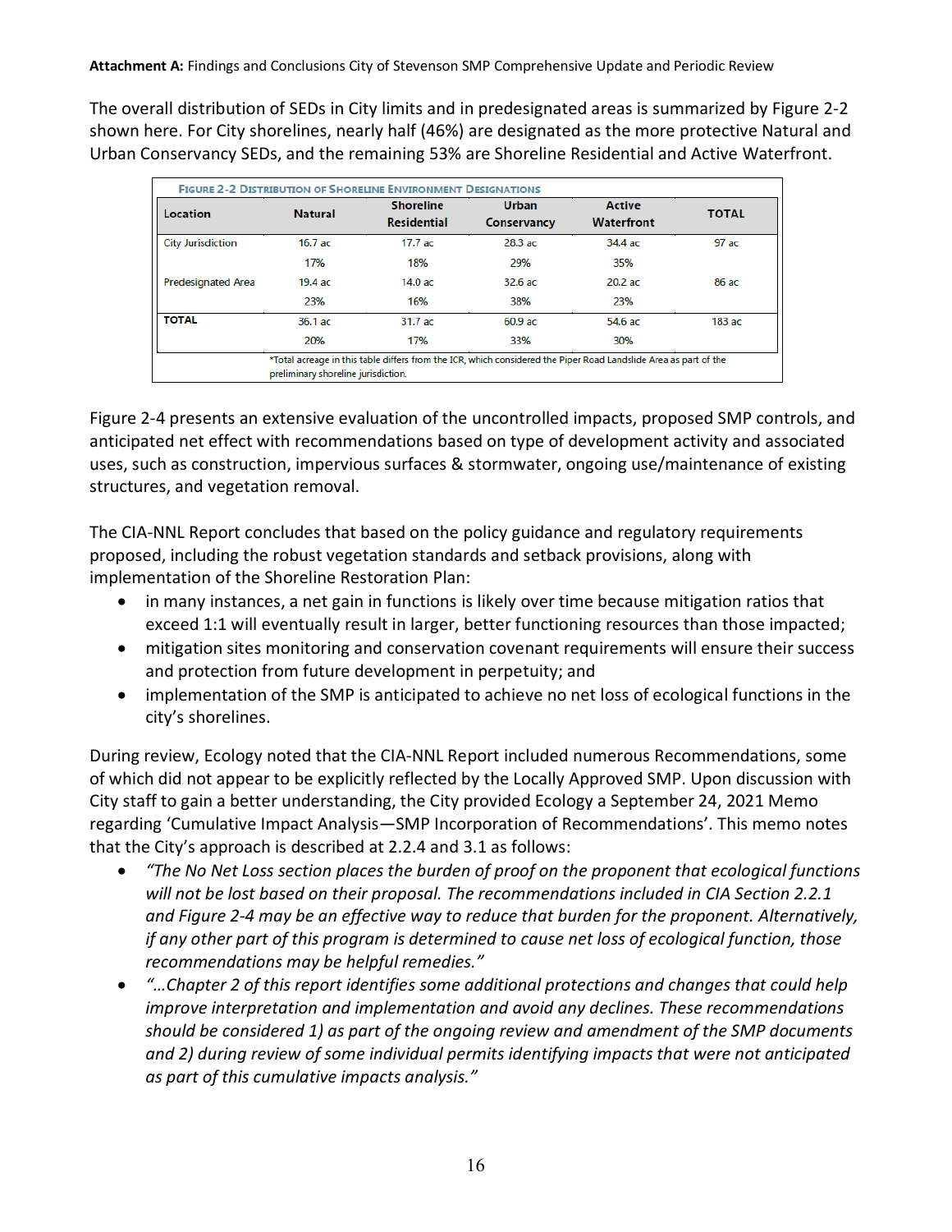The overall distribution of SEDs in City limits and in predesignated areas is summarized by Figure 2-2 shown here. For City shorelines, nearly half (46%) are designated as the more protective Natural and Urban Conservancy SEDs, and the remaining 53% are Shoreline Residential and Active Waterfront.

**Figure 2-2 Distribution of Shoreline Environment Designations**

| Location | Natural | Shoreline Residential | Urban Conservancy | Active Waterfront | TOTAL |
|---|---|---|---|---|---|
| City Jurisdiction | 16.7 ac | 17.7 ac | 28.3 ac | 34.4 ac | 97 ac |
| | 17% | 18% | 29% | 35% | |
| Predesignated Area | 19.4 ac | 14.0 ac | 32.6 ac | 20.2 ac | 86 ac |
| | 23% | 16% | 38% | 23% | |
| **TOTAL** | 36.1 ac | 31.7 ac | 60.9 ac | 54.6 ac | 183 ac |
| | 20% | 17% | 33% | 30% | |

*Total acreage in this table differs from the ICR, which considered the Piper Road Landslide Area as part of the preliminary shoreline jurisdiction.

Figure 2-4 presents an extensive evaluation of the uncontrolled impacts, proposed SMP controls, and anticipated net effect with recommendations based on type of development activity and associated uses, such as construction, impervious surfaces & stormwater, ongoing use/maintenance of existing structures, and vegetation removal.

The CIA-NNL Report concludes that based on the policy guidance and regulatory requirements proposed, including the robust vegetation standards and setback provisions, along with implementation of the Shoreline Restoration Plan:

- in many instances, a net gain in functions is likely over time because mitigation ratios that exceed 1:1 will eventually result in larger, better functioning resources than those impacted;
- mitigation sites monitoring and conservation covenant requirements will ensure their success and protection from future development in perpetuity; and
- implementation of the SMP is anticipated to achieve no net loss of ecological functions in the city's shorelines.

During review, Ecology noted that the CIA-NNL Report included numerous Recommendations, some of which did not appear to be explicitly reflected by the Locally Approved SMP. Upon discussion with City staff to gain a better understanding, the City provided Ecology a September 24, 2021 Memo regarding 'Cumulative Impact Analysis—SMP Incorporation of Recommendations'. This memo notes that the City's approach is described at 2.2.4 and 3.1 as follows:

- *"The No Net Loss section places the burden of proof on the proponent that ecological functions will not be lost based on their proposal. The recommendations included in CIA Section 2.2.1 and Figure 2-4 may be an effective way to reduce that burden for the proponent. Alternatively, if any other part of this program is determined to cause net loss of ecological function, those recommendations may be helpful remedies."*
- *"…Chapter 2 of this report identifies some additional protections and changes that could help improve interpretation and implementation and avoid any declines. These recommendations should be considered 1) as part of the ongoing review and amendment of the SMP documents and 2) during review of some individual permits identifying impacts that were not anticipated as part of this cumulative impacts analysis."*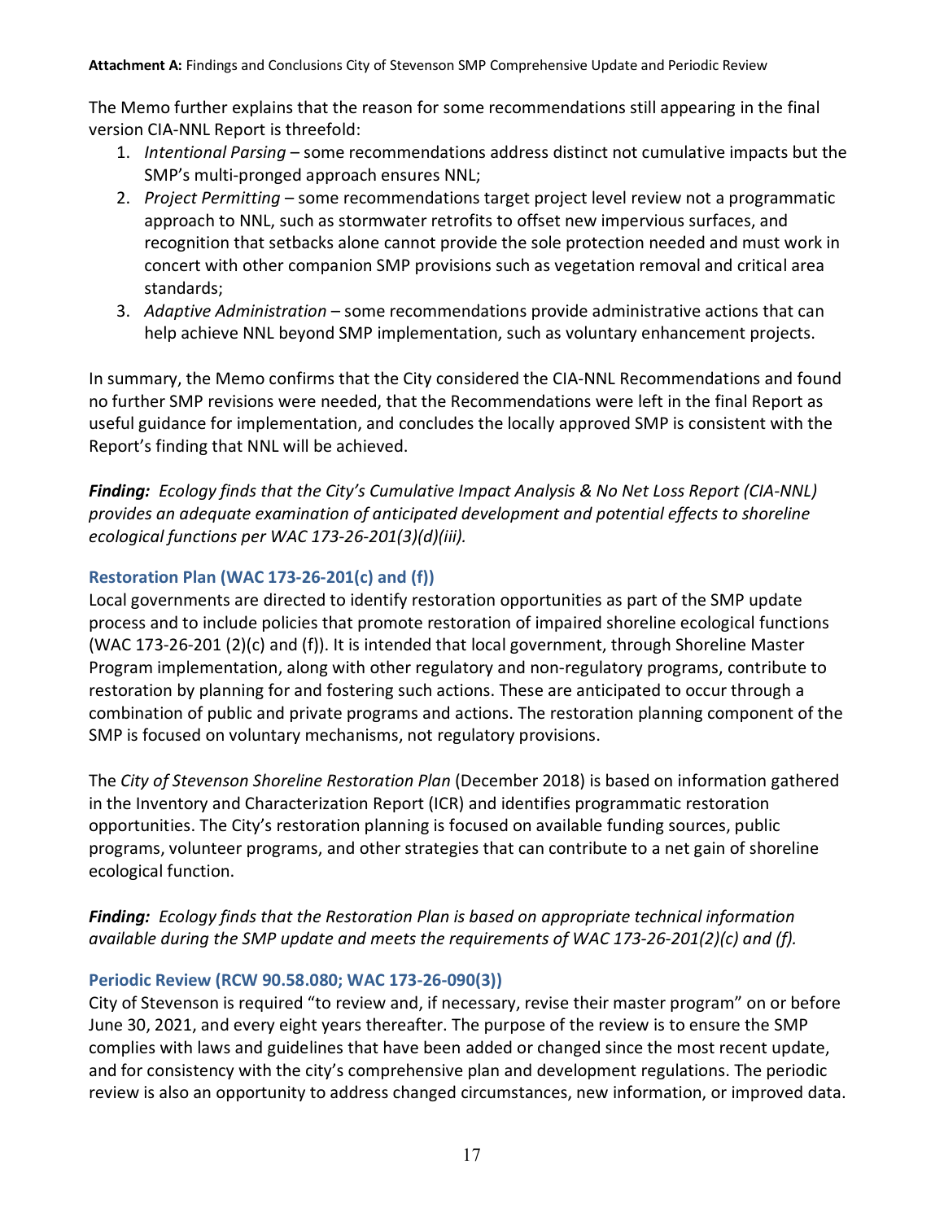The Memo further explains that the reason for some recommendations still appearing in the final version CIA-NNL Report is threefold:

1. *Intentional Parsing* – some recommendations address distinct not cumulative impacts but the SMP's multi-pronged approach ensures NNL;
2. *Project Permitting* – some recommendations target project level review not a programmatic approach to NNL, such as stormwater retrofits to offset new impervious surfaces, and recognition that setbacks alone cannot provide the sole protection needed and must work in concert with other companion SMP provisions such as vegetation removal and critical area standards;
3. *Adaptive Administration* – some recommendations provide administrative actions that can help achieve NNL beyond SMP implementation, such as voluntary enhancement projects.

In summary, the Memo confirms that the City considered the CIA-NNL Recommendations and found no further SMP revisions were needed, that the Recommendations were left in the final Report as useful guidance for implementation, and concludes the locally approved SMP is consistent with the Report's finding that NNL will be achieved.

***Finding:*** *Ecology finds that the City's Cumulative Impact Analysis & No Net Loss Report (CIA-NNL) provides an adequate examination of anticipated development and potential effects to shoreline ecological functions per WAC 173-26-201(3)(d)(iii).*

### Restoration Plan (WAC 173-26-201(c) and (f))

Local governments are directed to identify restoration opportunities as part of the SMP update process and to include policies that promote restoration of impaired shoreline ecological functions (WAC 173-26-201 (2)(c) and (f)). It is intended that local government, through Shoreline Master Program implementation, along with other regulatory and non-regulatory programs, contribute to restoration by planning for and fostering such actions. These are anticipated to occur through a combination of public and private programs and actions. The restoration planning component of the SMP is focused on voluntary mechanisms, not regulatory provisions.

The *City of Stevenson Shoreline Restoration Plan* (December 2018) is based on information gathered in the Inventory and Characterization Report (ICR) and identifies programmatic restoration opportunities. The City's restoration planning is focused on available funding sources, public programs, volunteer programs, and other strategies that can contribute to a net gain of shoreline ecological function.

***Finding:*** *Ecology finds that the Restoration Plan is based on appropriate technical information available during the SMP update and meets the requirements of WAC 173-26-201(2)(c) and (f).*

### Periodic Review (RCW 90.58.080; WAC 173-26-090(3))

City of Stevenson is required "to review and, if necessary, revise their master program" on or before June 30, 2021, and every eight years thereafter. The purpose of the review is to ensure the SMP complies with laws and guidelines that have been added or changed since the most recent update, and for consistency with the city's comprehensive plan and development regulations. The periodic review is also an opportunity to address changed circumstances, new information, or improved data.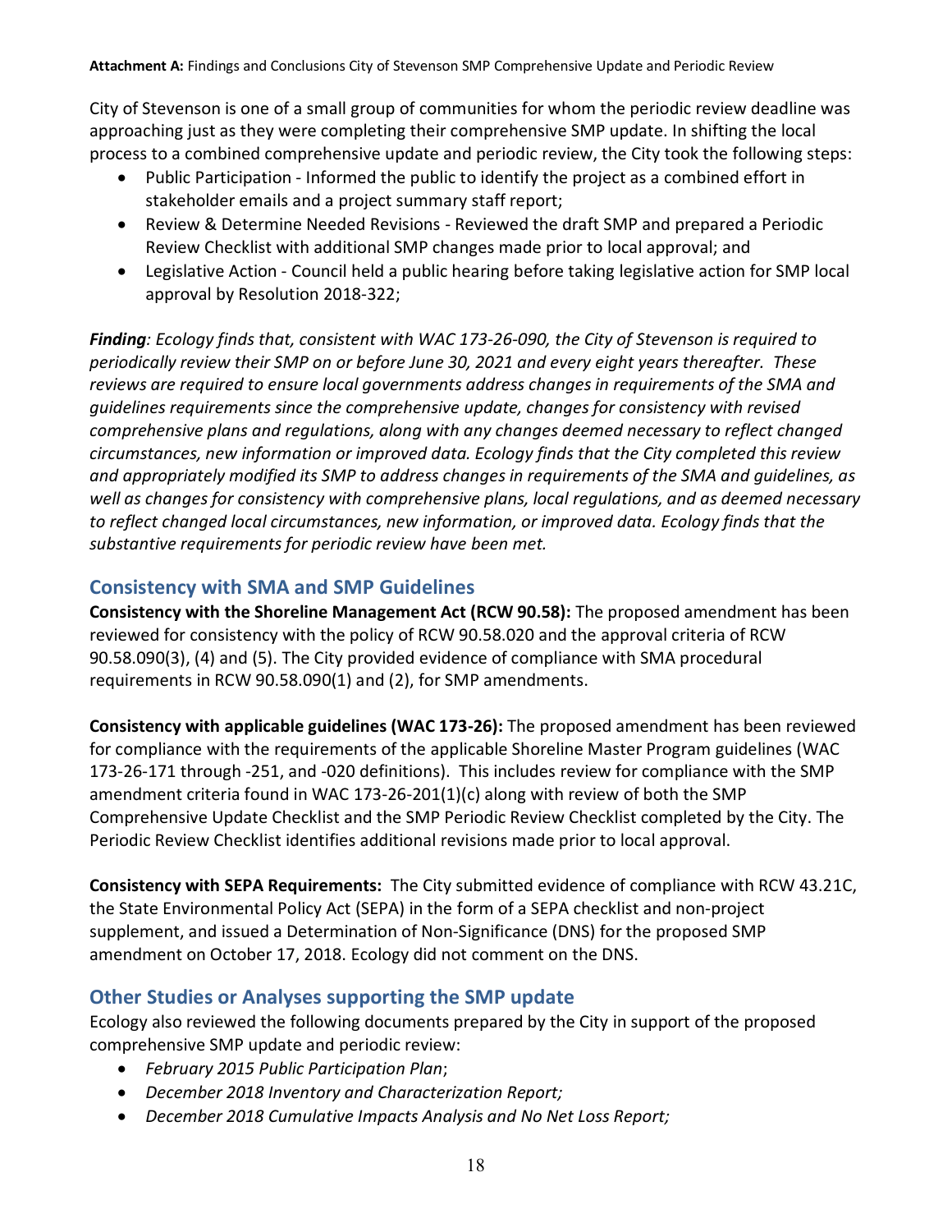City of Stevenson is one of a small group of communities for whom the periodic review deadline was approaching just as they were completing their comprehensive SMP update. In shifting the local process to a combined comprehensive update and periodic review, the City took the following steps:

- Public Participation - Informed the public to identify the project as a combined effort in stakeholder emails and a project summary staff report;
- Review & Determine Needed Revisions - Reviewed the draft SMP and prepared a Periodic Review Checklist with additional SMP changes made prior to local approval; and
- Legislative Action - Council held a public hearing before taking legislative action for SMP local approval by Resolution 2018-322;

***Finding**: Ecology finds that, consistent with WAC 173-26-090, the City of Stevenson is required to periodically review their SMP on or before June 30, 2021 and every eight years thereafter. These reviews are required to ensure local governments address changes in requirements of the SMA and guidelines requirements since the comprehensive update, changes for consistency with revised comprehensive plans and regulations, along with any changes deemed necessary to reflect changed circumstances, new information or improved data. Ecology finds that the City completed this review and appropriately modified its SMP to address changes in requirements of the SMA and guidelines, as well as changes for consistency with comprehensive plans, local regulations, and as deemed necessary to reflect changed local circumstances, new information, or improved data. Ecology finds that the substantive requirements for periodic review have been met.*

## Consistency with SMA and SMP Guidelines

**Consistency with the Shoreline Management Act (RCW 90.58):** The proposed amendment has been reviewed for consistency with the policy of RCW 90.58.020 and the approval criteria of RCW 90.58.090(3), (4) and (5). The City provided evidence of compliance with SMA procedural requirements in RCW 90.58.090(1) and (2), for SMP amendments.

**Consistency with applicable guidelines (WAC 173-26):** The proposed amendment has been reviewed for compliance with the requirements of the applicable Shoreline Master Program guidelines (WAC 173-26-171 through -251, and -020 definitions). This includes review for compliance with the SMP amendment criteria found in WAC 173-26-201(1)(c) along with review of both the SMP Comprehensive Update Checklist and the SMP Periodic Review Checklist completed by the City. The Periodic Review Checklist identifies additional revisions made prior to local approval.

**Consistency with SEPA Requirements:** The City submitted evidence of compliance with RCW 43.21C, the State Environmental Policy Act (SEPA) in the form of a SEPA checklist and non-project supplement, and issued a Determination of Non-Significance (DNS) for the proposed SMP amendment on October 17, 2018. Ecology did not comment on the DNS.

## Other Studies or Analyses supporting the SMP update

Ecology also reviewed the following documents prepared by the City in support of the proposed comprehensive SMP update and periodic review:

- *February 2015 Public Participation Plan*;
- *December 2018 Inventory and Characterization Report;*
- *December 2018 Cumulative Impacts Analysis and No Net Loss Report;*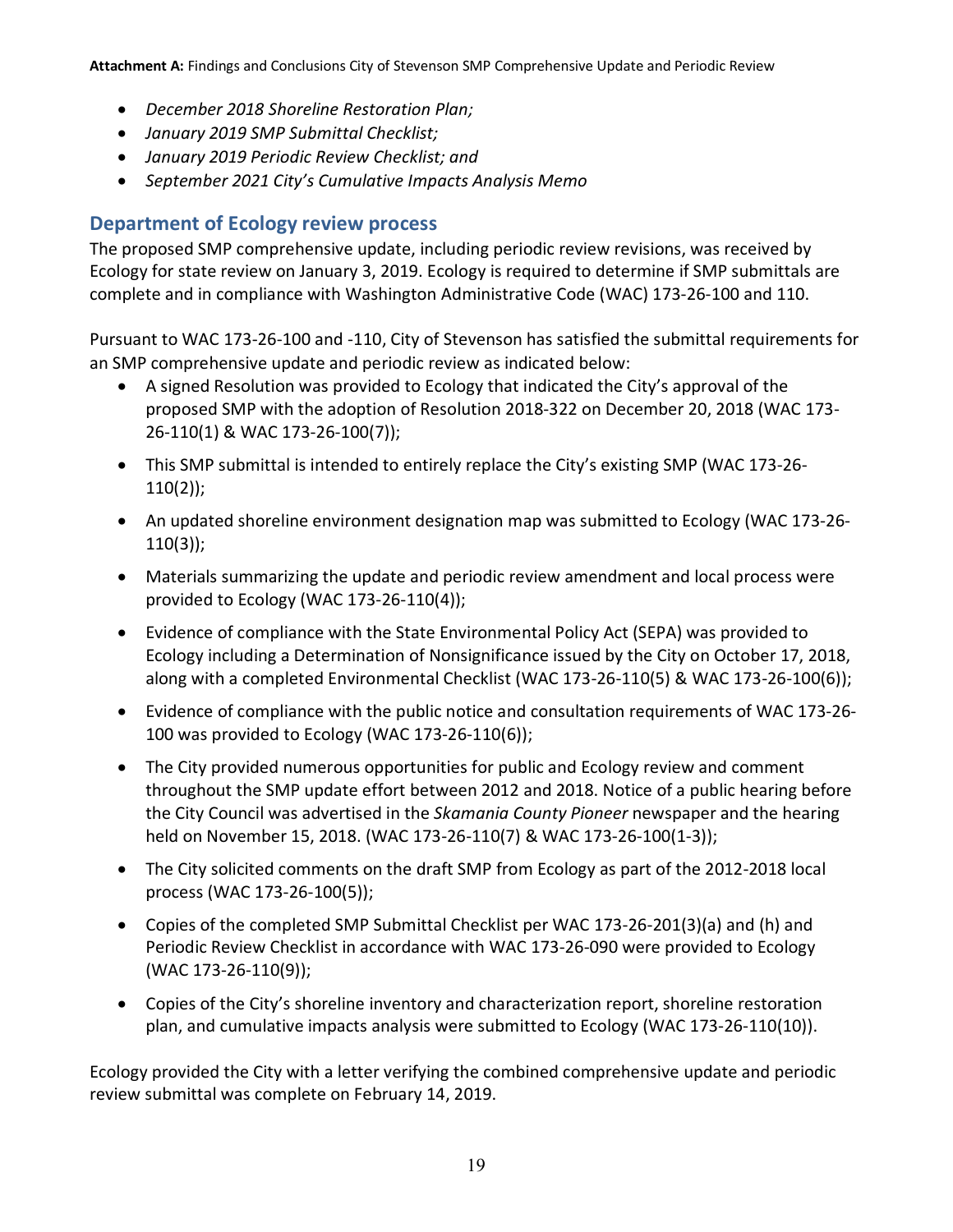- *December 2018 Shoreline Restoration Plan;*
- *January 2019 SMP Submittal Checklist;*
- *January 2019 Periodic Review Checklist; and*
- *September 2021 City's Cumulative Impacts Analysis Memo*

## Department of Ecology review process

The proposed SMP comprehensive update, including periodic review revisions, was received by Ecology for state review on January 3, 2019. Ecology is required to determine if SMP submittals are complete and in compliance with Washington Administrative Code (WAC) 173-26-100 and 110.

Pursuant to WAC 173-26-100 and -110, City of Stevenson has satisfied the submittal requirements for an SMP comprehensive update and periodic review as indicated below:

- A signed Resolution was provided to Ecology that indicated the City's approval of the proposed SMP with the adoption of Resolution 2018-322 on December 20, 2018 (WAC 173-26-110(1) & WAC 173-26-100(7));
- This SMP submittal is intended to entirely replace the City's existing SMP (WAC 173-26-110(2));
- An updated shoreline environment designation map was submitted to Ecology (WAC 173-26-110(3));
- Materials summarizing the update and periodic review amendment and local process were provided to Ecology (WAC 173-26-110(4));
- Evidence of compliance with the State Environmental Policy Act (SEPA) was provided to Ecology including a Determination of Nonsignificance issued by the City on October 17, 2018, along with a completed Environmental Checklist (WAC 173-26-110(5) & WAC 173-26-100(6));
- Evidence of compliance with the public notice and consultation requirements of WAC 173-26-100 was provided to Ecology (WAC 173-26-110(6));
- The City provided numerous opportunities for public and Ecology review and comment throughout the SMP update effort between 2012 and 2018. Notice of a public hearing before the City Council was advertised in the *Skamania County Pioneer* newspaper and the hearing held on November 15, 2018. (WAC 173-26-110(7) & WAC 173-26-100(1-3));
- The City solicited comments on the draft SMP from Ecology as part of the 2012-2018 local process (WAC 173-26-100(5));
- Copies of the completed SMP Submittal Checklist per WAC 173-26-201(3)(a) and (h) and Periodic Review Checklist in accordance with WAC 173-26-090 were provided to Ecology (WAC 173-26-110(9));
- Copies of the City's shoreline inventory and characterization report, shoreline restoration plan, and cumulative impacts analysis were submitted to Ecology (WAC 173-26-110(10)).

Ecology provided the City with a letter verifying the combined comprehensive update and periodic review submittal was complete on February 14, 2019.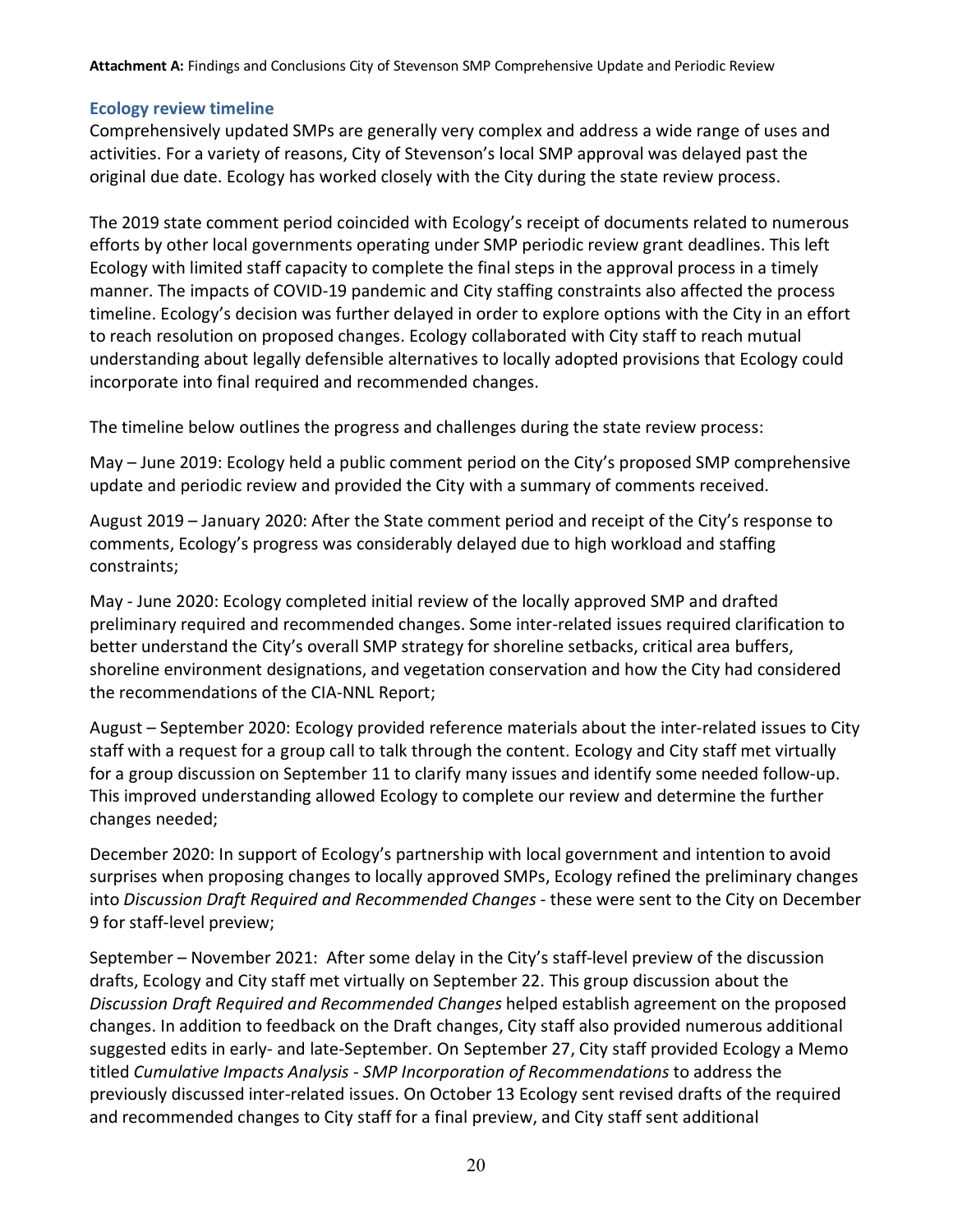### Ecology review timeline

Comprehensively updated SMPs are generally very complex and address a wide range of uses and activities. For a variety of reasons, City of Stevenson's local SMP approval was delayed past the original due date. Ecology has worked closely with the City during the state review process.

The 2019 state comment period coincided with Ecology's receipt of documents related to numerous efforts by other local governments operating under SMP periodic review grant deadlines. This left Ecology with limited staff capacity to complete the final steps in the approval process in a timely manner. The impacts of COVID-19 pandemic and City staffing constraints also affected the process timeline. Ecology's decision was further delayed in order to explore options with the City in an effort to reach resolution on proposed changes. Ecology collaborated with City staff to reach mutual understanding about legally defensible alternatives to locally adopted provisions that Ecology could incorporate into final required and recommended changes.

The timeline below outlines the progress and challenges during the state review process:

May – June 2019: Ecology held a public comment period on the City's proposed SMP comprehensive update and periodic review and provided the City with a summary of comments received.

August 2019 – January 2020: After the State comment period and receipt of the City's response to comments, Ecology's progress was considerably delayed due to high workload and staffing constraints;

May - June 2020: Ecology completed initial review of the locally approved SMP and drafted preliminary required and recommended changes. Some inter-related issues required clarification to better understand the City's overall SMP strategy for shoreline setbacks, critical area buffers, shoreline environment designations, and vegetation conservation and how the City had considered the recommendations of the CIA-NNL Report;

August – September 2020: Ecology provided reference materials about the inter-related issues to City staff with a request for a group call to talk through the content. Ecology and City staff met virtually for a group discussion on September 11 to clarify many issues and identify some needed follow-up. This improved understanding allowed Ecology to complete our review and determine the further changes needed;

December 2020: In support of Ecology's partnership with local government and intention to avoid surprises when proposing changes to locally approved SMPs, Ecology refined the preliminary changes into *Discussion Draft Required and Recommended Changes* - these were sent to the City on December 9 for staff-level preview;

September – November 2021: After some delay in the City's staff-level preview of the discussion drafts, Ecology and City staff met virtually on September 22. This group discussion about the *Discussion Draft Required and Recommended Changes* helped establish agreement on the proposed changes. In addition to feedback on the Draft changes, City staff also provided numerous additional suggested edits in early- and late-September. On September 27, City staff provided Ecology a Memo titled *Cumulative Impacts Analysis - SMP Incorporation of Recommendations* to address the previously discussed inter-related issues. On October 13 Ecology sent revised drafts of the required and recommended changes to City staff for a final preview, and City staff sent additional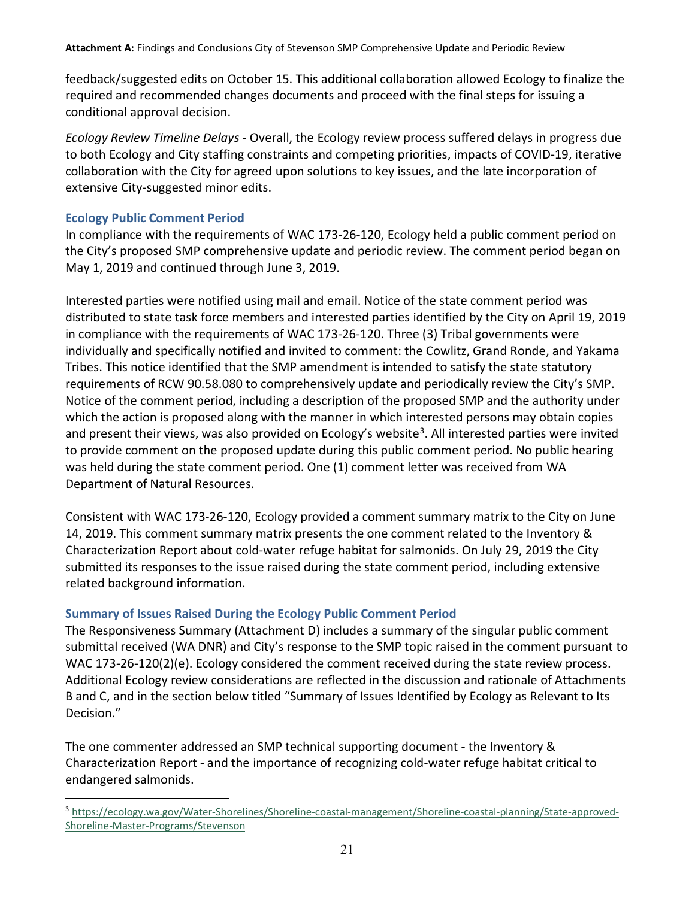feedback/suggested edits on October 15. This additional collaboration allowed Ecology to finalize the required and recommended changes documents and proceed with the final steps for issuing a conditional approval decision.

*Ecology Review Timeline Delays* - Overall, the Ecology review process suffered delays in progress due to both Ecology and City staffing constraints and competing priorities, impacts of COVID-19, iterative collaboration with the City for agreed upon solutions to key issues, and the late incorporation of extensive City-suggested minor edits.

### Ecology Public Comment Period

In compliance with the requirements of WAC 173-26-120, Ecology held a public comment period on the City's proposed SMP comprehensive update and periodic review. The comment period began on May 1, 2019 and continued through June 3, 2019.

Interested parties were notified using mail and email. Notice of the state comment period was distributed to state task force members and interested parties identified by the City on April 19, 2019 in compliance with the requirements of WAC 173-26-120. Three (3) Tribal governments were individually and specifically notified and invited to comment: the Cowlitz, Grand Ronde, and Yakama Tribes. This notice identified that the SMP amendment is intended to satisfy the state statutory requirements of RCW 90.58.080 to comprehensively update and periodically review the City's SMP. Notice of the comment period, including a description of the proposed SMP and the authority under which the action is proposed along with the manner in which interested persons may obtain copies and present their views, was also provided on Ecology's website[3]. All interested parties were invited to provide comment on the proposed update during this public comment period. No public hearing was held during the state comment period. One (1) comment letter was received from WA Department of Natural Resources.

Consistent with WAC 173-26-120, Ecology provided a comment summary matrix to the City on June 14, 2019. This comment summary matrix presents the one comment related to the Inventory & Characterization Report about cold-water refuge habitat for salmonids. On July 29, 2019 the City submitted its responses to the issue raised during the state comment period, including extensive related background information.

### Summary of Issues Raised During the Ecology Public Comment Period

The Responsiveness Summary (Attachment D) includes a summary of the singular public comment submittal received (WA DNR) and City's response to the SMP topic raised in the comment pursuant to WAC 173-26-120(2)(e). Ecology considered the comment received during the state review process. Additional Ecology review considerations are reflected in the discussion and rationale of Attachments B and C, and in the section below titled "Summary of Issues Identified by Ecology as Relevant to Its Decision."

The one commenter addressed an SMP technical supporting document - the Inventory & Characterization Report - and the importance of recognizing cold-water refuge habitat critical to endangered salmonids.

---

[3] https://ecology.wa.gov/Water-Shorelines/Shoreline-coastal-management/Shoreline-coastal-planning/State-approved-Shoreline-Master-Programs/Stevenson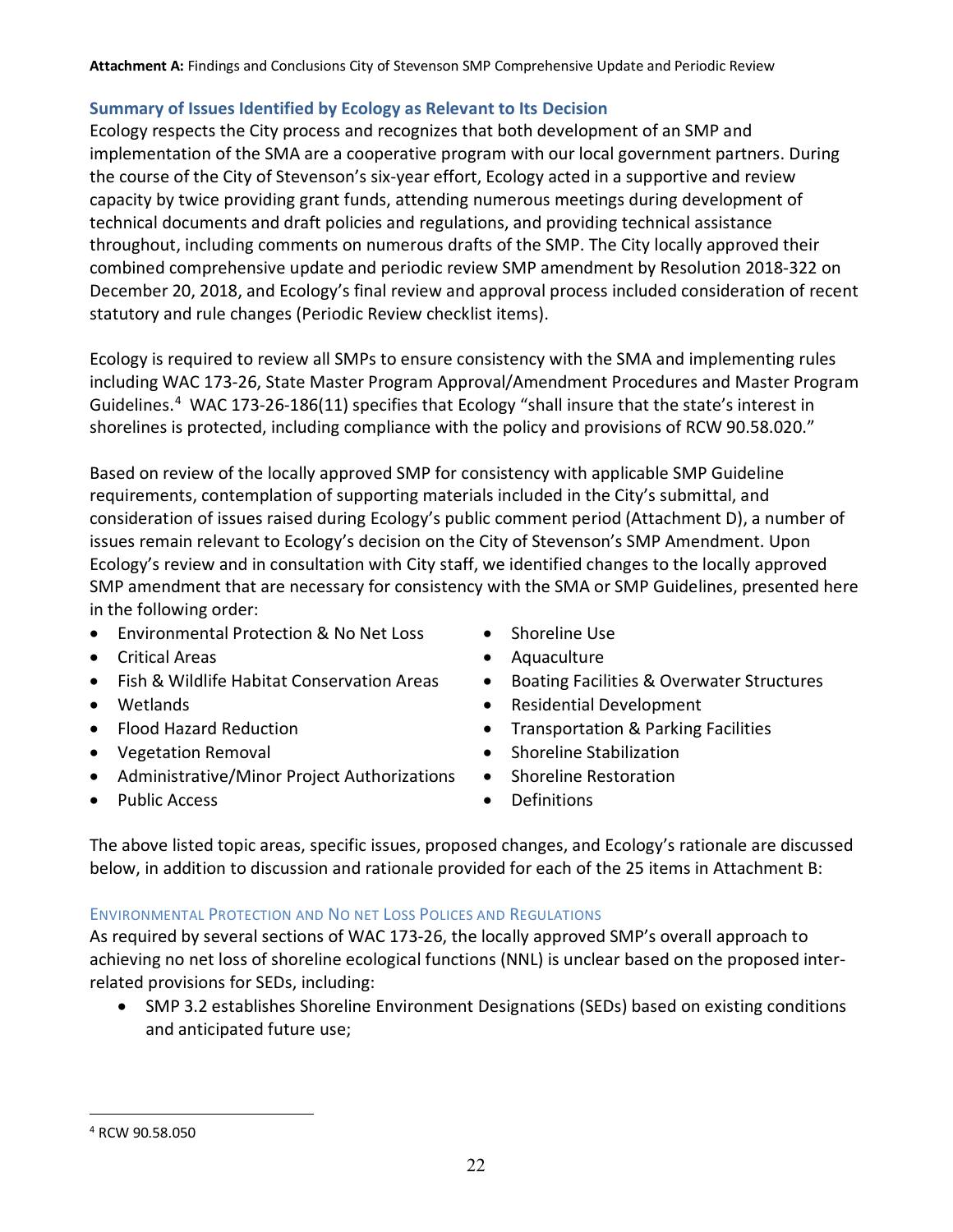## Summary of Issues Identified by Ecology as Relevant to Its Decision

Ecology respects the City process and recognizes that both development of an SMP and implementation of the SMA are a cooperative program with our local government partners. During the course of the City of Stevenson's six-year effort, Ecology acted in a supportive and review capacity by twice providing grant funds, attending numerous meetings during development of technical documents and draft policies and regulations, and providing technical assistance throughout, including comments on numerous drafts of the SMP. The City locally approved their combined comprehensive update and periodic review SMP amendment by Resolution 2018-322 on December 20, 2018, and Ecology's final review and approval process included consideration of recent statutory and rule changes (Periodic Review checklist items).

Ecology is required to review all SMPs to ensure consistency with the SMA and implementing rules including WAC 173-26, State Master Program Approval/Amendment Procedures and Master Program Guidelines.[4] WAC 173-26-186(11) specifies that Ecology "shall insure that the state's interest in shorelines is protected, including compliance with the policy and provisions of RCW 90.58.020."

Based on review of the locally approved SMP for consistency with applicable SMP Guideline requirements, contemplation of supporting materials included in the City's submittal, and consideration of issues raised during Ecology's public comment period (Attachment D), a number of issues remain relevant to Ecology's decision on the City of Stevenson's SMP Amendment. Upon Ecology's review and in consultation with City staff, we identified changes to the locally approved SMP amendment that are necessary for consistency with the SMA or SMP Guidelines, presented here in the following order:

- Environmental Protection & No Net Loss
- Critical Areas
- Fish & Wildlife Habitat Conservation Areas
- Wetlands
- Flood Hazard Reduction
- Vegetation Removal
- Administrative/Minor Project Authorizations
- Public Access
- Shoreline Use
- Aquaculture
- Boating Facilities & Overwater Structures
- Residential Development
- Transportation & Parking Facilities
- Shoreline Stabilization
- Shoreline Restoration
- Definitions

The above listed topic areas, specific issues, proposed changes, and Ecology's rationale are discussed below, in addition to discussion and rationale provided for each of the 25 items in Attachment B:

### Environmental Protection and No net Loss Polices and Regulations

As required by several sections of WAC 173-26, the locally approved SMP's overall approach to achieving no net loss of shoreline ecological functions (NNL) is unclear based on the proposed inter-related provisions for SEDs, including:

- SMP 3.2 establishes Shoreline Environment Designations (SEDs) based on existing conditions and anticipated future use;

[4] RCW 90.58.050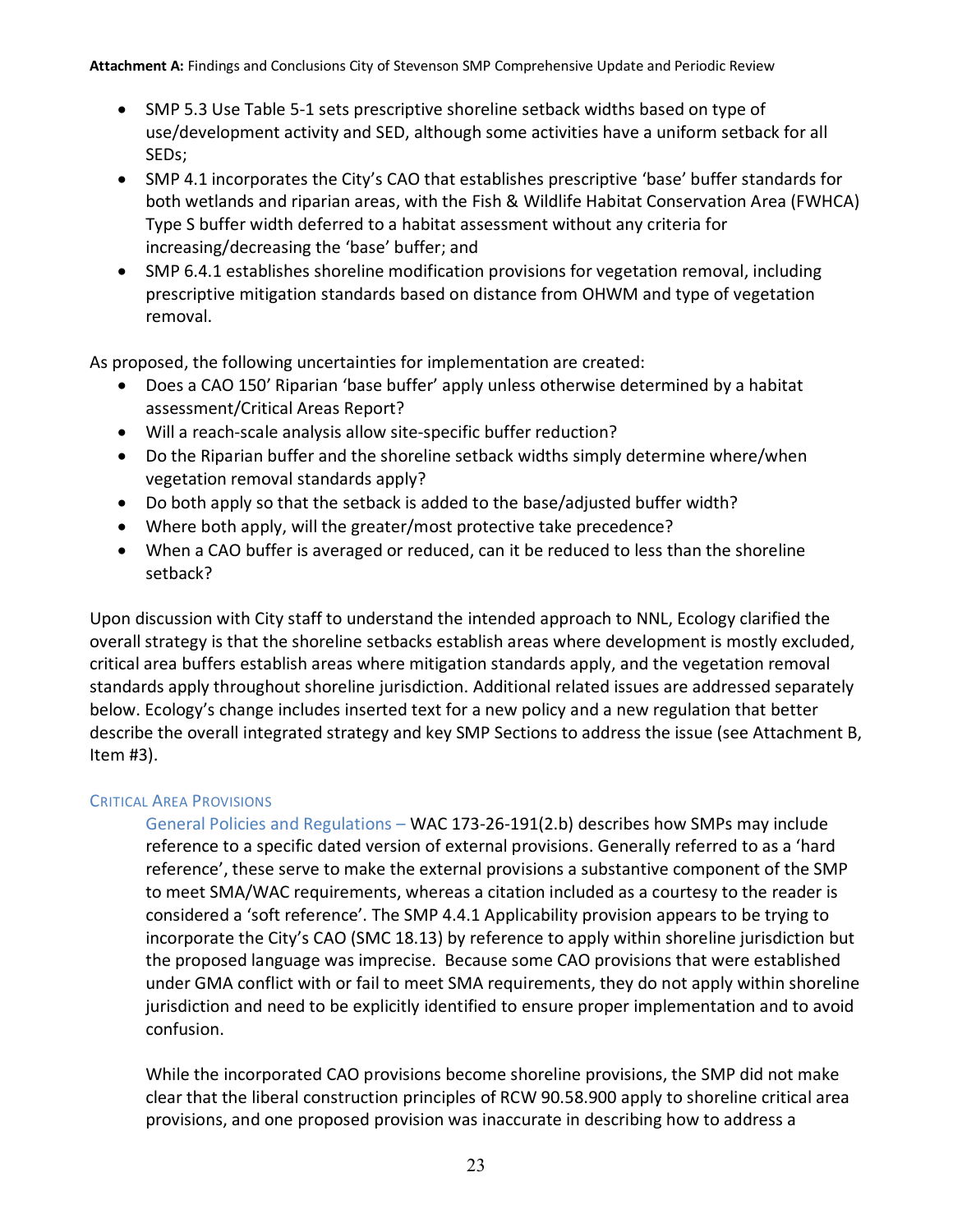- SMP 5.3 Use Table 5-1 sets prescriptive shoreline setback widths based on type of use/development activity and SED, although some activities have a uniform setback for all SEDs;
- SMP 4.1 incorporates the City's CAO that establishes prescriptive 'base' buffer standards for both wetlands and riparian areas, with the Fish & Wildlife Habitat Conservation Area (FWHCA) Type S buffer width deferred to a habitat assessment without any criteria for increasing/decreasing the 'base' buffer; and
- SMP 6.4.1 establishes shoreline modification provisions for vegetation removal, including prescriptive mitigation standards based on distance from OHWM and type of vegetation removal.

As proposed, the following uncertainties for implementation are created:

- Does a CAO 150' Riparian 'base buffer' apply unless otherwise determined by a habitat assessment/Critical Areas Report?
- Will a reach-scale analysis allow site-specific buffer reduction?
- Do the Riparian buffer and the shoreline setback widths simply determine where/when vegetation removal standards apply?
- Do both apply so that the setback is added to the base/adjusted buffer width?
- Where both apply, will the greater/most protective take precedence?
- When a CAO buffer is averaged or reduced, can it be reduced to less than the shoreline setback?

Upon discussion with City staff to understand the intended approach to NNL, Ecology clarified the overall strategy is that the shoreline setbacks establish areas where development is mostly excluded, critical area buffers establish areas where mitigation standards apply, and the vegetation removal standards apply throughout shoreline jurisdiction. Additional related issues are addressed separately below. Ecology's change includes inserted text for a new policy and a new regulation that better describe the overall integrated strategy and key SMP Sections to address the issue (see Attachment B, Item #3).

### Critical Area Provisions

General Policies and Regulations – WAC 173-26-191(2.b) describes how SMPs may include reference to a specific dated version of external provisions. Generally referred to as a 'hard reference', these serve to make the external provisions a substantive component of the SMP to meet SMA/WAC requirements, whereas a citation included as a courtesy to the reader is considered a 'soft reference'. The SMP 4.4.1 Applicability provision appears to be trying to incorporate the City's CAO (SMC 18.13) by reference to apply within shoreline jurisdiction but the proposed language was imprecise. Because some CAO provisions that were established under GMA conflict with or fail to meet SMA requirements, they do not apply within shoreline jurisdiction and need to be explicitly identified to ensure proper implementation and to avoid confusion.

While the incorporated CAO provisions become shoreline provisions, the SMP did not make clear that the liberal construction principles of RCW 90.58.900 apply to shoreline critical area provisions, and one proposed provision was inaccurate in describing how to address a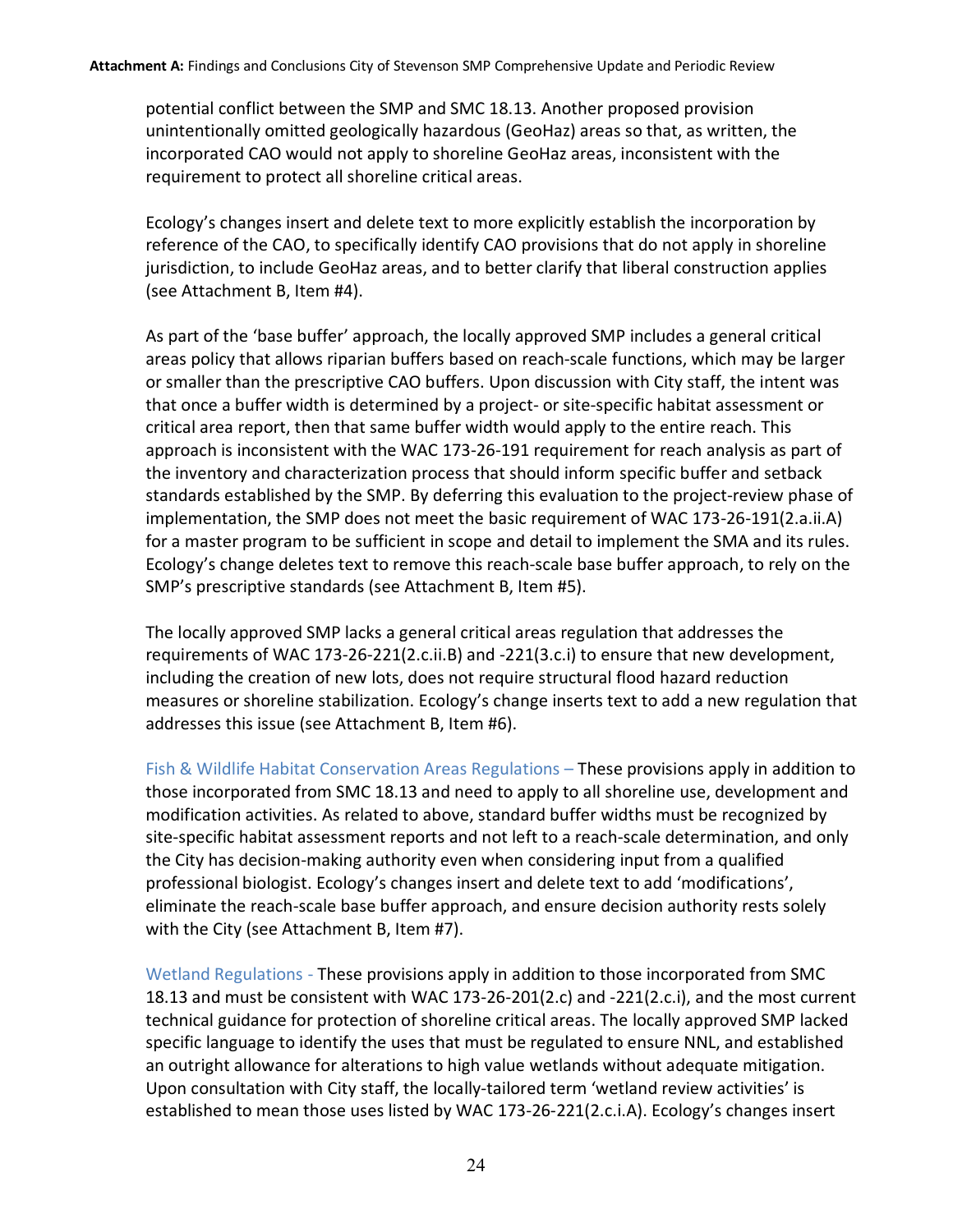potential conflict between the SMP and SMC 18.13. Another proposed provision unintentionally omitted geologically hazardous (GeoHaz) areas so that, as written, the incorporated CAO would not apply to shoreline GeoHaz areas, inconsistent with the requirement to protect all shoreline critical areas.

Ecology's changes insert and delete text to more explicitly establish the incorporation by reference of the CAO, to specifically identify CAO provisions that do not apply in shoreline jurisdiction, to include GeoHaz areas, and to better clarify that liberal construction applies (see Attachment B, Item #4).

As part of the 'base buffer' approach, the locally approved SMP includes a general critical areas policy that allows riparian buffers based on reach-scale functions, which may be larger or smaller than the prescriptive CAO buffers. Upon discussion with City staff, the intent was that once a buffer width is determined by a project- or site-specific habitat assessment or critical area report, then that same buffer width would apply to the entire reach. This approach is inconsistent with the WAC 173-26-191 requirement for reach analysis as part of the inventory and characterization process that should inform specific buffer and setback standards established by the SMP. By deferring this evaluation to the project-review phase of implementation, the SMP does not meet the basic requirement of WAC 173-26-191(2.a.ii.A) for a master program to be sufficient in scope and detail to implement the SMA and its rules. Ecology's change deletes text to remove this reach-scale base buffer approach, to rely on the SMP's prescriptive standards (see Attachment B, Item #5).

The locally approved SMP lacks a general critical areas regulation that addresses the requirements of WAC 173-26-221(2.c.ii.B) and -221(3.c.i) to ensure that new development, including the creation of new lots, does not require structural flood hazard reduction measures or shoreline stabilization. Ecology's change inserts text to add a new regulation that addresses this issue (see Attachment B, Item #6).

Fish & Wildlife Habitat Conservation Areas Regulations – These provisions apply in addition to those incorporated from SMC 18.13 and need to apply to all shoreline use, development and modification activities. As related to above, standard buffer widths must be recognized by site-specific habitat assessment reports and not left to a reach-scale determination, and only the City has decision-making authority even when considering input from a qualified professional biologist. Ecology's changes insert and delete text to add 'modifications', eliminate the reach-scale base buffer approach, and ensure decision authority rests solely with the City (see Attachment B, Item #7).

Wetland Regulations - These provisions apply in addition to those incorporated from SMC 18.13 and must be consistent with WAC 173-26-201(2.c) and -221(2.c.i), and the most current technical guidance for protection of shoreline critical areas. The locally approved SMP lacked specific language to identify the uses that must be regulated to ensure NNL, and established an outright allowance for alterations to high value wetlands without adequate mitigation. Upon consultation with City staff, the locally-tailored term 'wetland review activities' is established to mean those uses listed by WAC 173-26-221(2.c.i.A). Ecology's changes insert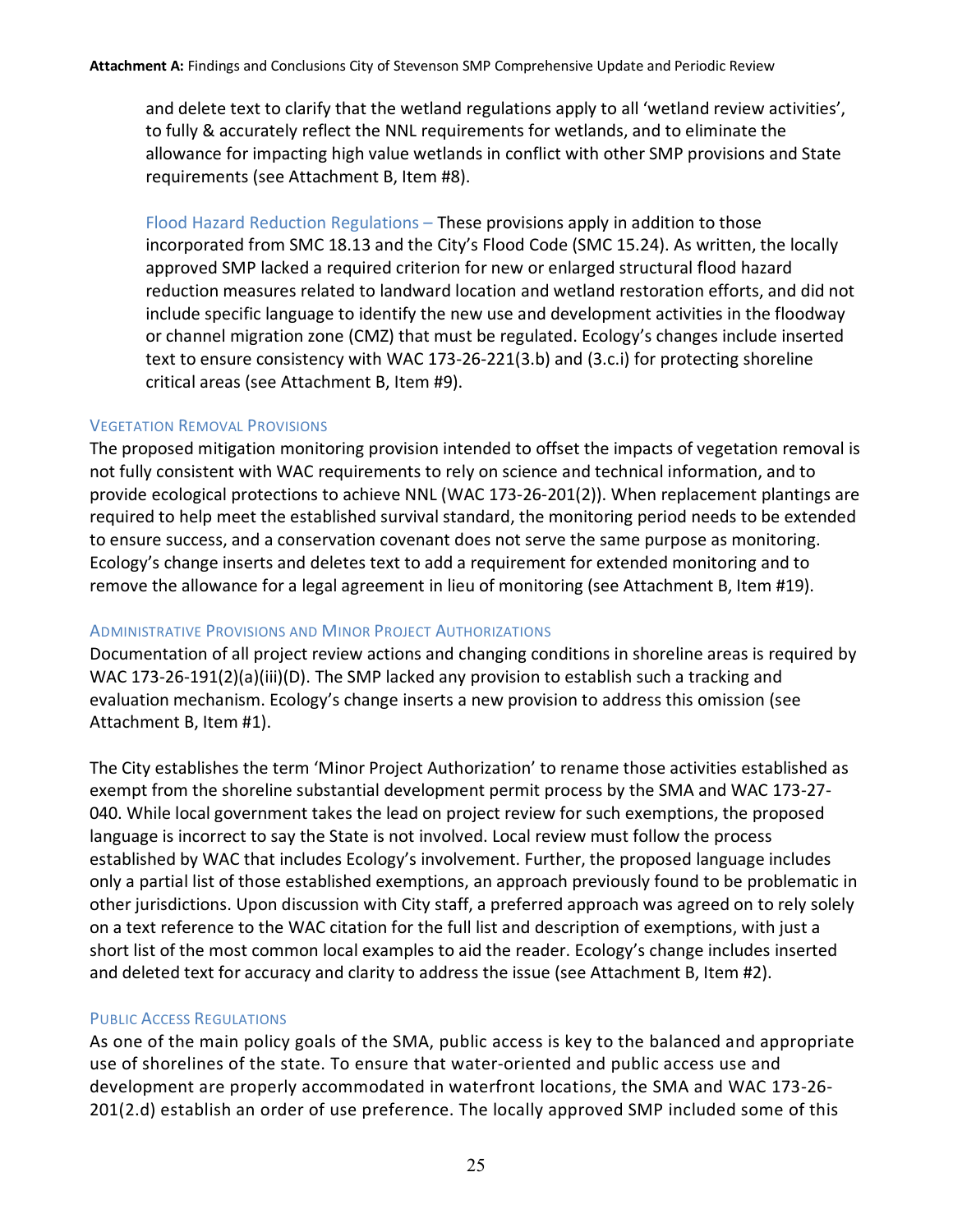and delete text to clarify that the wetland regulations apply to all 'wetland review activities', to fully & accurately reflect the NNL requirements for wetlands, and to eliminate the allowance for impacting high value wetlands in conflict with other SMP provisions and State requirements (see Attachment B, Item #8).

Flood Hazard Reduction Regulations – These provisions apply in addition to those incorporated from SMC 18.13 and the City's Flood Code (SMC 15.24). As written, the locally approved SMP lacked a required criterion for new or enlarged structural flood hazard reduction measures related to landward location and wetland restoration efforts, and did not include specific language to identify the new use and development activities in the floodway or channel migration zone (CMZ) that must be regulated. Ecology's changes include inserted text to ensure consistency with WAC 173-26-221(3.b) and (3.c.i) for protecting shoreline critical areas (see Attachment B, Item #9).

### Vegetation Removal Provisions

The proposed mitigation monitoring provision intended to offset the impacts of vegetation removal is not fully consistent with WAC requirements to rely on science and technical information, and to provide ecological protections to achieve NNL (WAC 173-26-201(2)). When replacement plantings are required to help meet the established survival standard, the monitoring period needs to be extended to ensure success, and a conservation covenant does not serve the same purpose as monitoring. Ecology's change inserts and deletes text to add a requirement for extended monitoring and to remove the allowance for a legal agreement in lieu of monitoring (see Attachment B, Item #19).

### Administrative Provisions and Minor Project Authorizations

Documentation of all project review actions and changing conditions in shoreline areas is required by WAC 173-26-191(2)(a)(iii)(D). The SMP lacked any provision to establish such a tracking and evaluation mechanism. Ecology's change inserts a new provision to address this omission (see Attachment B, Item #1).

The City establishes the term 'Minor Project Authorization' to rename those activities established as exempt from the shoreline substantial development permit process by the SMA and WAC 173-27-040. While local government takes the lead on project review for such exemptions, the proposed language is incorrect to say the State is not involved. Local review must follow the process established by WAC that includes Ecology's involvement. Further, the proposed language includes only a partial list of those established exemptions, an approach previously found to be problematic in other jurisdictions. Upon discussion with City staff, a preferred approach was agreed on to rely solely on a text reference to the WAC citation for the full list and description of exemptions, with just a short list of the most common local examples to aid the reader. Ecology's change includes inserted and deleted text for accuracy and clarity to address the issue (see Attachment B, Item #2).

### Public Access Regulations

As one of the main policy goals of the SMA, public access is key to the balanced and appropriate use of shorelines of the state. To ensure that water-oriented and public access use and development are properly accommodated in waterfront locations, the SMA and WAC 173-26-201(2.d) establish an order of use preference. The locally approved SMP included some of this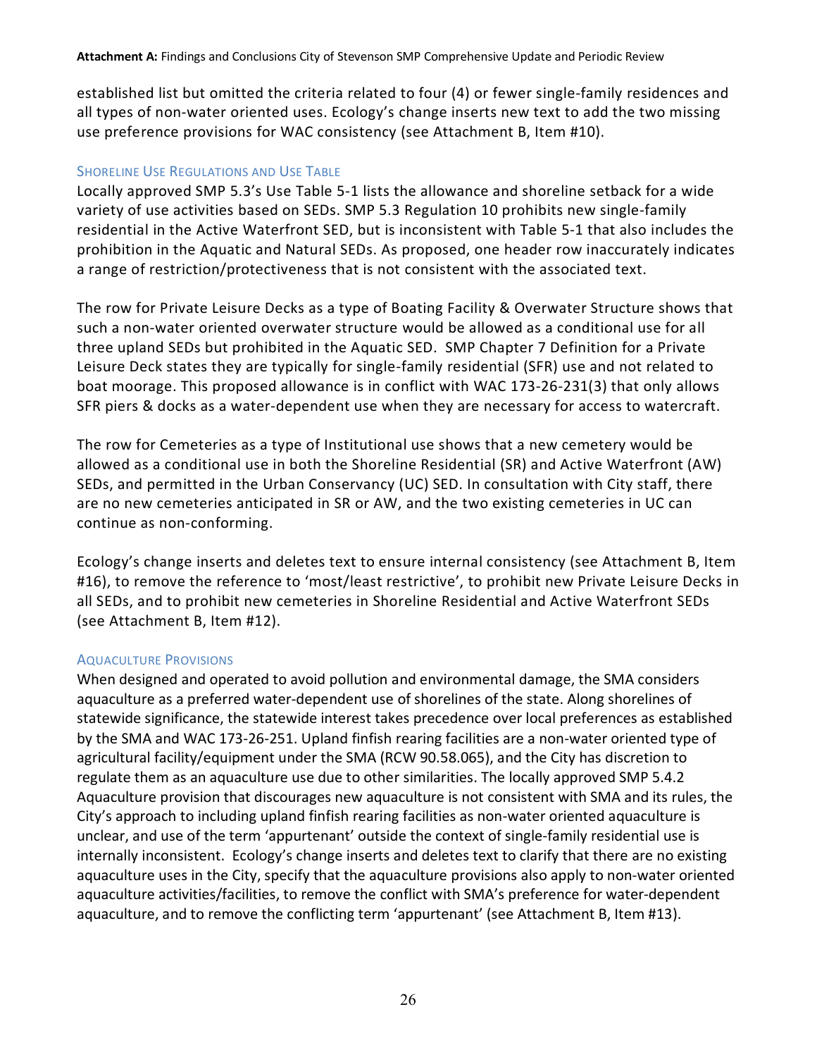established list but omitted the criteria related to four (4) or fewer single-family residences and all types of non-water oriented uses. Ecology's change inserts new text to add the two missing use preference provisions for WAC consistency (see Attachment B, Item #10).

### Shoreline Use Regulations and Use Table

Locally approved SMP 5.3's Use Table 5-1 lists the allowance and shoreline setback for a wide variety of use activities based on SEDs. SMP 5.3 Regulation 10 prohibits new single-family residential in the Active Waterfront SED, but is inconsistent with Table 5-1 that also includes the prohibition in the Aquatic and Natural SEDs. As proposed, one header row inaccurately indicates a range of restriction/protectiveness that is not consistent with the associated text.

The row for Private Leisure Decks as a type of Boating Facility & Overwater Structure shows that such a non-water oriented overwater structure would be allowed as a conditional use for all three upland SEDs but prohibited in the Aquatic SED. SMP Chapter 7 Definition for a Private Leisure Deck states they are typically for single-family residential (SFR) use and not related to boat moorage. This proposed allowance is in conflict with WAC 173-26-231(3) that only allows SFR piers & docks as a water-dependent use when they are necessary for access to watercraft.

The row for Cemeteries as a type of Institutional use shows that a new cemetery would be allowed as a conditional use in both the Shoreline Residential (SR) and Active Waterfront (AW) SEDs, and permitted in the Urban Conservancy (UC) SED. In consultation with City staff, there are no new cemeteries anticipated in SR or AW, and the two existing cemeteries in UC can continue as non-conforming.

Ecology's change inserts and deletes text to ensure internal consistency (see Attachment B, Item #16), to remove the reference to 'most/least restrictive', to prohibit new Private Leisure Decks in all SEDs, and to prohibit new cemeteries in Shoreline Residential and Active Waterfront SEDs (see Attachment B, Item #12).

### Aquaculture Provisions

When designed and operated to avoid pollution and environmental damage, the SMA considers aquaculture as a preferred water-dependent use of shorelines of the state. Along shorelines of statewide significance, the statewide interest takes precedence over local preferences as established by the SMA and WAC 173-26-251. Upland finfish rearing facilities are a non-water oriented type of agricultural facility/equipment under the SMA (RCW 90.58.065), and the City has discretion to regulate them as an aquaculture use due to other similarities. The locally approved SMP 5.4.2 Aquaculture provision that discourages new aquaculture is not consistent with SMA and its rules, the City's approach to including upland finfish rearing facilities as non-water oriented aquaculture is unclear, and use of the term 'appurtenant' outside the context of single-family residential use is internally inconsistent. Ecology's change inserts and deletes text to clarify that there are no existing aquaculture uses in the City, specify that the aquaculture provisions also apply to non-water oriented aquaculture activities/facilities, to remove the conflict with SMA's preference for water-dependent aquaculture, and to remove the conflicting term 'appurtenant' (see Attachment B, Item #13).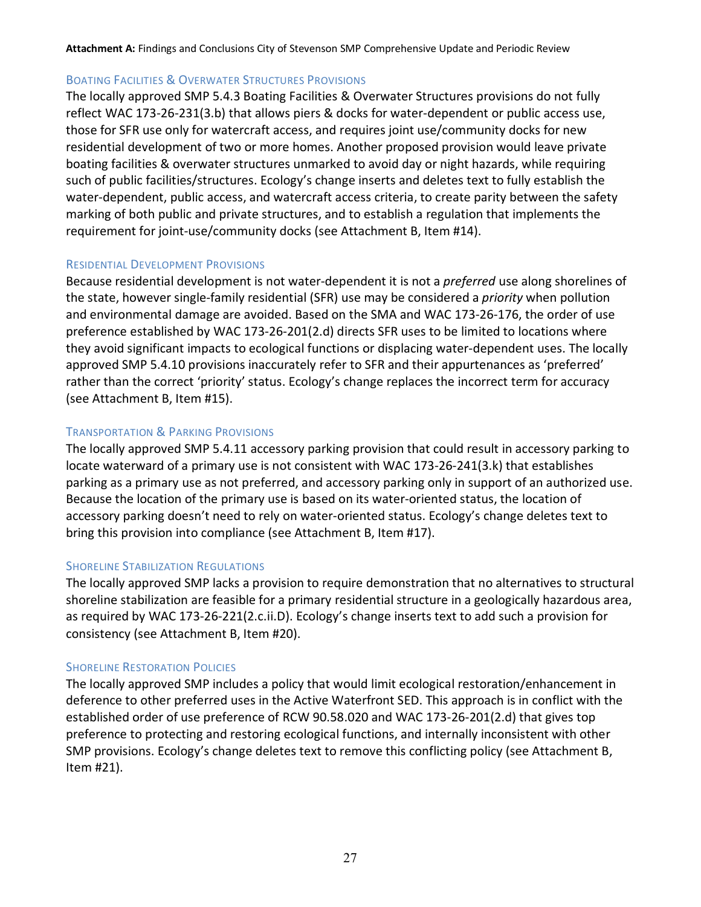### Boating Facilities & Overwater Structures Provisions

The locally approved SMP 5.4.3 Boating Facilities & Overwater Structures provisions do not fully reflect WAC 173-26-231(3.b) that allows piers & docks for water-dependent or public access use, those for SFR use only for watercraft access, and requires joint use/community docks for new residential development of two or more homes. Another proposed provision would leave private boating facilities & overwater structures unmarked to avoid day or night hazards, while requiring such of public facilities/structures. Ecology's change inserts and deletes text to fully establish the water-dependent, public access, and watercraft access criteria, to create parity between the safety marking of both public and private structures, and to establish a regulation that implements the requirement for joint-use/community docks (see Attachment B, Item #14).

### Residential Development Provisions

Because residential development is not water-dependent it is not a *preferred* use along shorelines of the state, however single-family residential (SFR) use may be considered a *priority* when pollution and environmental damage are avoided. Based on the SMA and WAC 173-26-176, the order of use preference established by WAC 173-26-201(2.d) directs SFR uses to be limited to locations where they avoid significant impacts to ecological functions or displacing water-dependent uses. The locally approved SMP 5.4.10 provisions inaccurately refer to SFR and their appurtenances as 'preferred' rather than the correct 'priority' status. Ecology's change replaces the incorrect term for accuracy (see Attachment B, Item #15).

### Transportation & Parking Provisions

The locally approved SMP 5.4.11 accessory parking provision that could result in accessory parking to locate waterward of a primary use is not consistent with WAC 173-26-241(3.k) that establishes parking as a primary use as not preferred, and accessory parking only in support of an authorized use. Because the location of the primary use is based on its water-oriented status, the location of accessory parking doesn't need to rely on water-oriented status. Ecology's change deletes text to bring this provision into compliance (see Attachment B, Item #17).

### Shoreline Stabilization Regulations

The locally approved SMP lacks a provision to require demonstration that no alternatives to structural shoreline stabilization are feasible for a primary residential structure in a geologically hazardous area, as required by WAC 173-26-221(2.c.ii.D). Ecology's change inserts text to add such a provision for consistency (see Attachment B, Item #20).

### Shoreline Restoration Policies

The locally approved SMP includes a policy that would limit ecological restoration/enhancement in deference to other preferred uses in the Active Waterfront SED. This approach is in conflict with the established order of use preference of RCW 90.58.020 and WAC 173-26-201(2.d) that gives top preference to protecting and restoring ecological functions, and internally inconsistent with other SMP provisions. Ecology's change deletes text to remove this conflicting policy (see Attachment B, Item #21).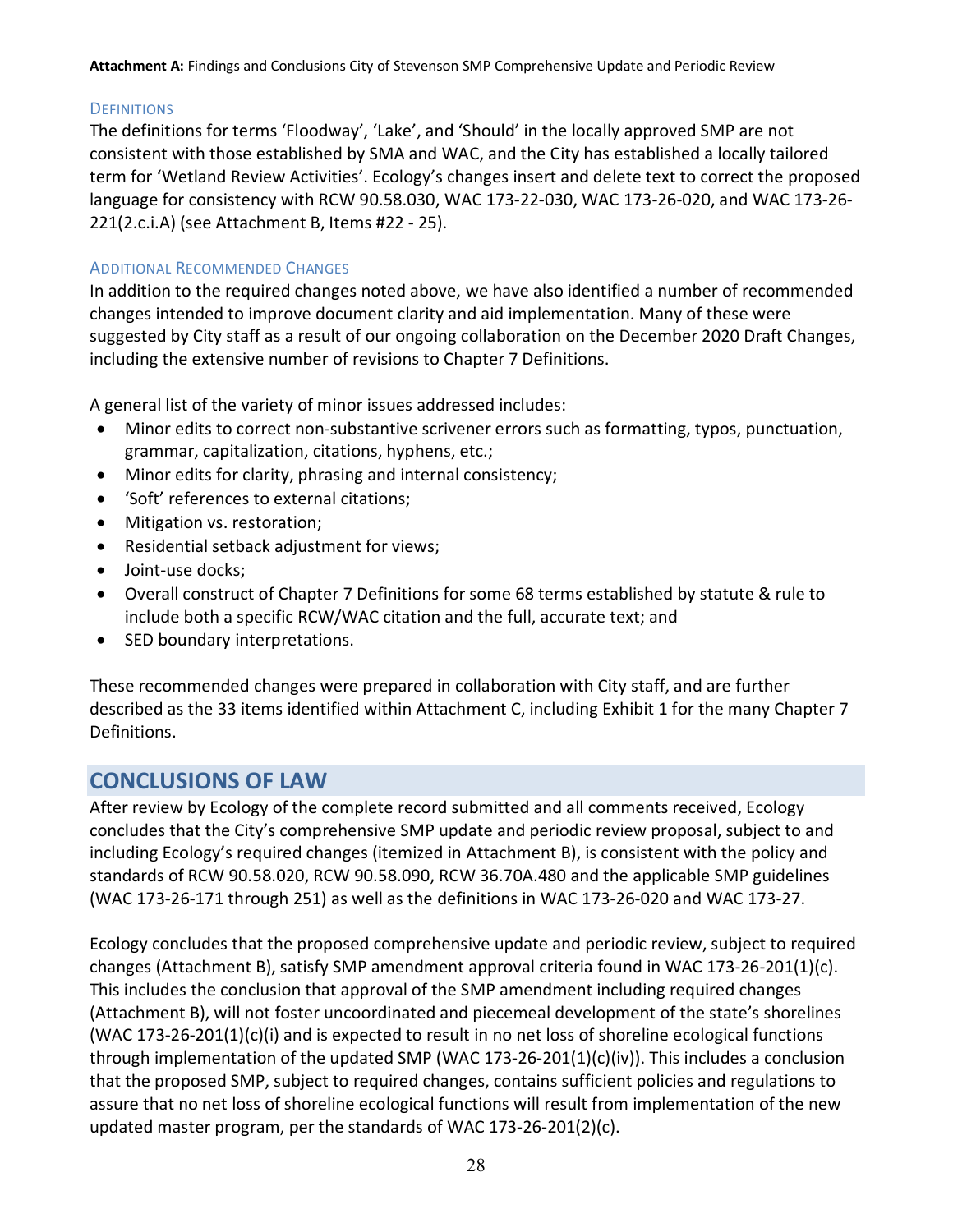### Definitions

The definitions for terms 'Floodway', 'Lake', and 'Should' in the locally approved SMP are not consistent with those established by SMA and WAC, and the City has established a locally tailored term for 'Wetland Review Activities'. Ecology's changes insert and delete text to correct the proposed language for consistency with RCW 90.58.030, WAC 173-22-030, WAC 173-26-020, and WAC 173-26-221(2.c.i.A) (see Attachment B, Items #22 - 25).

### Additional Recommended Changes

In addition to the required changes noted above, we have also identified a number of recommended changes intended to improve document clarity and aid implementation. Many of these were suggested by City staff as a result of our ongoing collaboration on the December 2020 Draft Changes, including the extensive number of revisions to Chapter 7 Definitions.

A general list of the variety of minor issues addressed includes:

- Minor edits to correct non-substantive scrivener errors such as formatting, typos, punctuation, grammar, capitalization, citations, hyphens, etc.;
- Minor edits for clarity, phrasing and internal consistency;
- 'Soft' references to external citations;
- Mitigation vs. restoration;
- Residential setback adjustment for views;
- Joint-use docks;
- Overall construct of Chapter 7 Definitions for some 68 terms established by statute & rule to include both a specific RCW/WAC citation and the full, accurate text; and
- SED boundary interpretations.

These recommended changes were prepared in collaboration with City staff, and are further described as the 33 items identified within Attachment C, including Exhibit 1 for the many Chapter 7 Definitions.

## CONCLUSIONS OF LAW

After review by Ecology of the complete record submitted and all comments received, Ecology concludes that the City's comprehensive SMP update and periodic review proposal, subject to and including Ecology's required changes (itemized in Attachment B), is consistent with the policy and standards of RCW 90.58.020, RCW 90.58.090, RCW 36.70A.480 and the applicable SMP guidelines (WAC 173-26-171 through 251) as well as the definitions in WAC 173-26-020 and WAC 173-27.

Ecology concludes that the proposed comprehensive update and periodic review, subject to required changes (Attachment B), satisfy SMP amendment approval criteria found in WAC 173-26-201(1)(c). This includes the conclusion that approval of the SMP amendment including required changes (Attachment B), will not foster uncoordinated and piecemeal development of the state's shorelines (WAC 173-26-201(1)(c)(i) and is expected to result in no net loss of shoreline ecological functions through implementation of the updated SMP (WAC 173-26-201(1)(c)(iv)). This includes a conclusion that the proposed SMP, subject to required changes, contains sufficient policies and regulations to assure that no net loss of shoreline ecological functions will result from implementation of the new updated master program, per the standards of WAC 173-26-201(2)(c).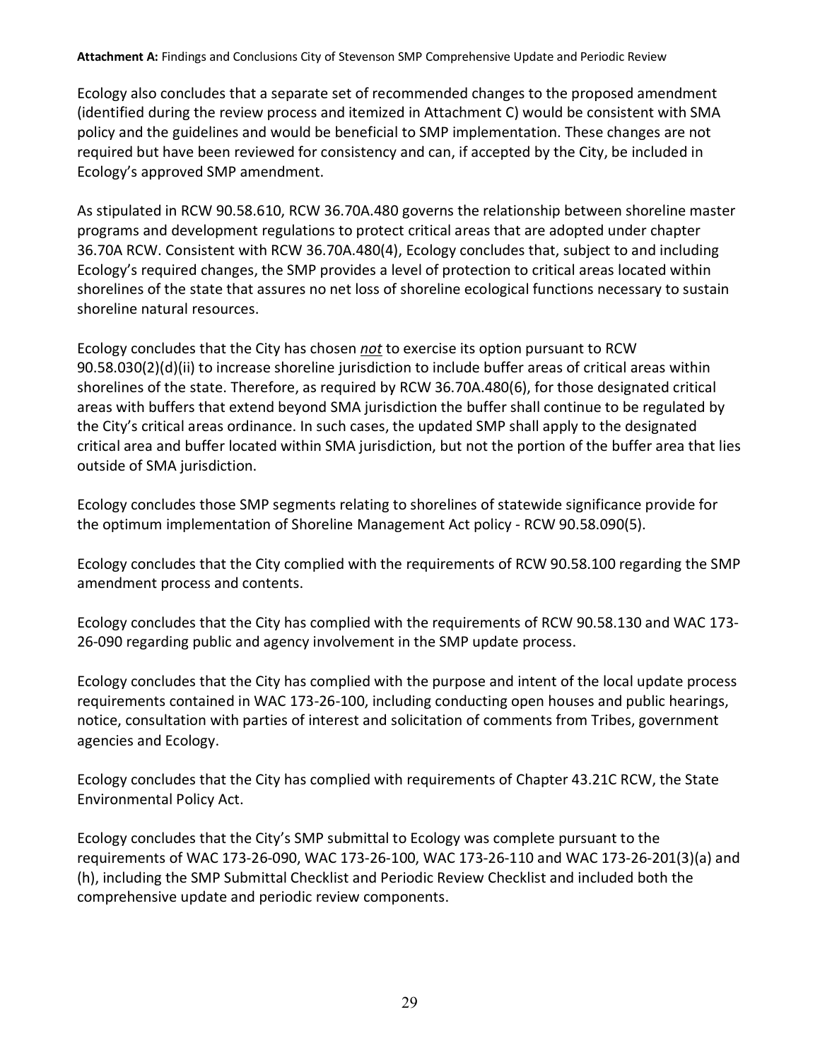Ecology also concludes that a separate set of recommended changes to the proposed amendment (identified during the review process and itemized in Attachment C) would be consistent with SMA policy and the guidelines and would be beneficial to SMP implementation. These changes are not required but have been reviewed for consistency and can, if accepted by the City, be included in Ecology's approved SMP amendment.

As stipulated in RCW 90.58.610, RCW 36.70A.480 governs the relationship between shoreline master programs and development regulations to protect critical areas that are adopted under chapter 36.70A RCW. Consistent with RCW 36.70A.480(4), Ecology concludes that, subject to and including Ecology's required changes, the SMP provides a level of protection to critical areas located within shorelines of the state that assures no net loss of shoreline ecological functions necessary to sustain shoreline natural resources.

Ecology concludes that the City has chosen ***not*** to exercise its option pursuant to RCW 90.58.030(2)(d)(ii) to increase shoreline jurisdiction to include buffer areas of critical areas within shorelines of the state. Therefore, as required by RCW 36.70A.480(6), for those designated critical areas with buffers that extend beyond SMA jurisdiction the buffer shall continue to be regulated by the City's critical areas ordinance. In such cases, the updated SMP shall apply to the designated critical area and buffer located within SMA jurisdiction, but not the portion of the buffer area that lies outside of SMA jurisdiction.

Ecology concludes those SMP segments relating to shorelines of statewide significance provide for the optimum implementation of Shoreline Management Act policy - RCW 90.58.090(5).

Ecology concludes that the City complied with the requirements of RCW 90.58.100 regarding the SMP amendment process and contents.

Ecology concludes that the City has complied with the requirements of RCW 90.58.130 and WAC 173-26-090 regarding public and agency involvement in the SMP update process.

Ecology concludes that the City has complied with the purpose and intent of the local update process requirements contained in WAC 173-26-100, including conducting open houses and public hearings, notice, consultation with parties of interest and solicitation of comments from Tribes, government agencies and Ecology.

Ecology concludes that the City has complied with requirements of Chapter 43.21C RCW, the State Environmental Policy Act.

Ecology concludes that the City's SMP submittal to Ecology was complete pursuant to the requirements of WAC 173-26-090, WAC 173-26-100, WAC 173-26-110 and WAC 173-26-201(3)(a) and (h), including the SMP Submittal Checklist and Periodic Review Checklist and included both the comprehensive update and periodic review components.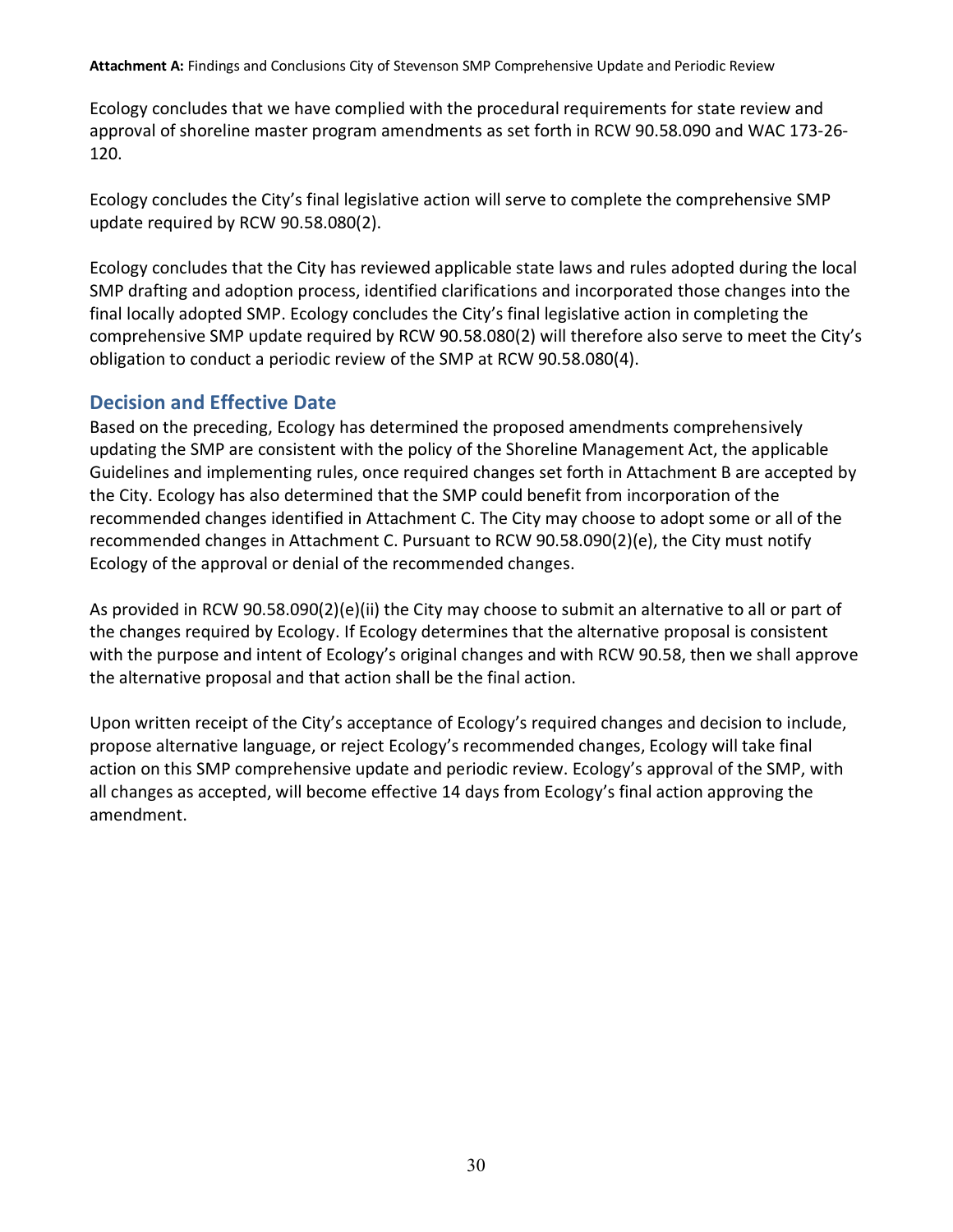Ecology concludes that we have complied with the procedural requirements for state review and approval of shoreline master program amendments as set forth in RCW 90.58.090 and WAC 173-26-120.

Ecology concludes the City's final legislative action will serve to complete the comprehensive SMP update required by RCW 90.58.080(2).

Ecology concludes that the City has reviewed applicable state laws and rules adopted during the local SMP drafting and adoption process, identified clarifications and incorporated those changes into the final locally adopted SMP. Ecology concludes the City's final legislative action in completing the comprehensive SMP update required by RCW 90.58.080(2) will therefore also serve to meet the City's obligation to conduct a periodic review of the SMP at RCW 90.58.080(4).

## Decision and Effective Date

Based on the preceding, Ecology has determined the proposed amendments comprehensively updating the SMP are consistent with the policy of the Shoreline Management Act, the applicable Guidelines and implementing rules, once required changes set forth in Attachment B are accepted by the City. Ecology has also determined that the SMP could benefit from incorporation of the recommended changes identified in Attachment C. The City may choose to adopt some or all of the recommended changes in Attachment C. Pursuant to RCW 90.58.090(2)(e), the City must notify Ecology of the approval or denial of the recommended changes.

As provided in RCW 90.58.090(2)(e)(ii) the City may choose to submit an alternative to all or part of the changes required by Ecology. If Ecology determines that the alternative proposal is consistent with the purpose and intent of Ecology's original changes and with RCW 90.58, then we shall approve the alternative proposal and that action shall be the final action.

Upon written receipt of the City's acceptance of Ecology's required changes and decision to include, propose alternative language, or reject Ecology's recommended changes, Ecology will take final action on this SMP comprehensive update and periodic review. Ecology's approval of the SMP, with all changes as accepted, will become effective 14 days from Ecology's final action approving the amendment.